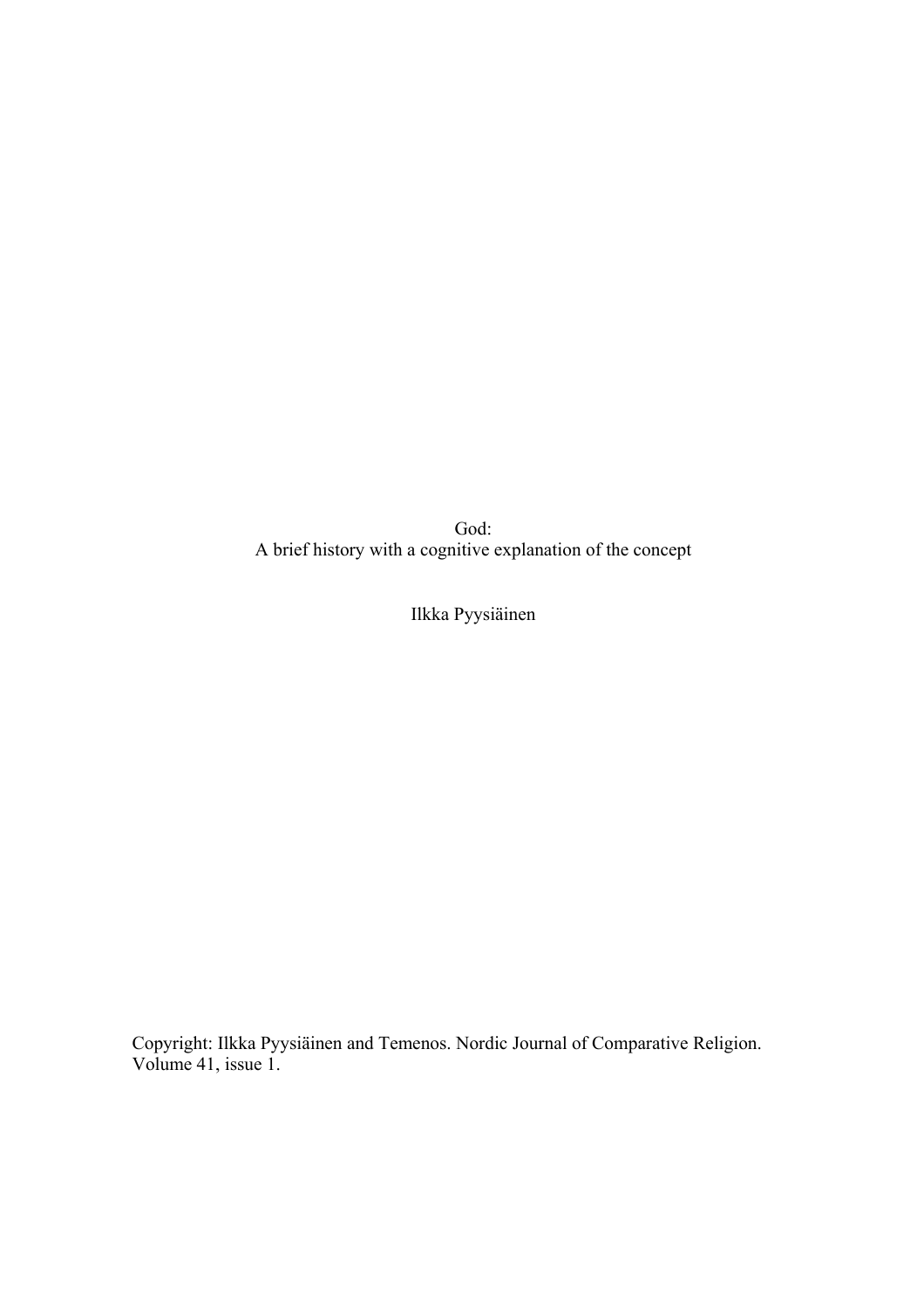# God:
## A brief history with a cognitive explanation of the concept

Ilkka Pyysiäinen

Copyright: Ilkka Pyysiäinen and Temenos. Nordic Journal of Comparative Religion. Volume 41, issue 1.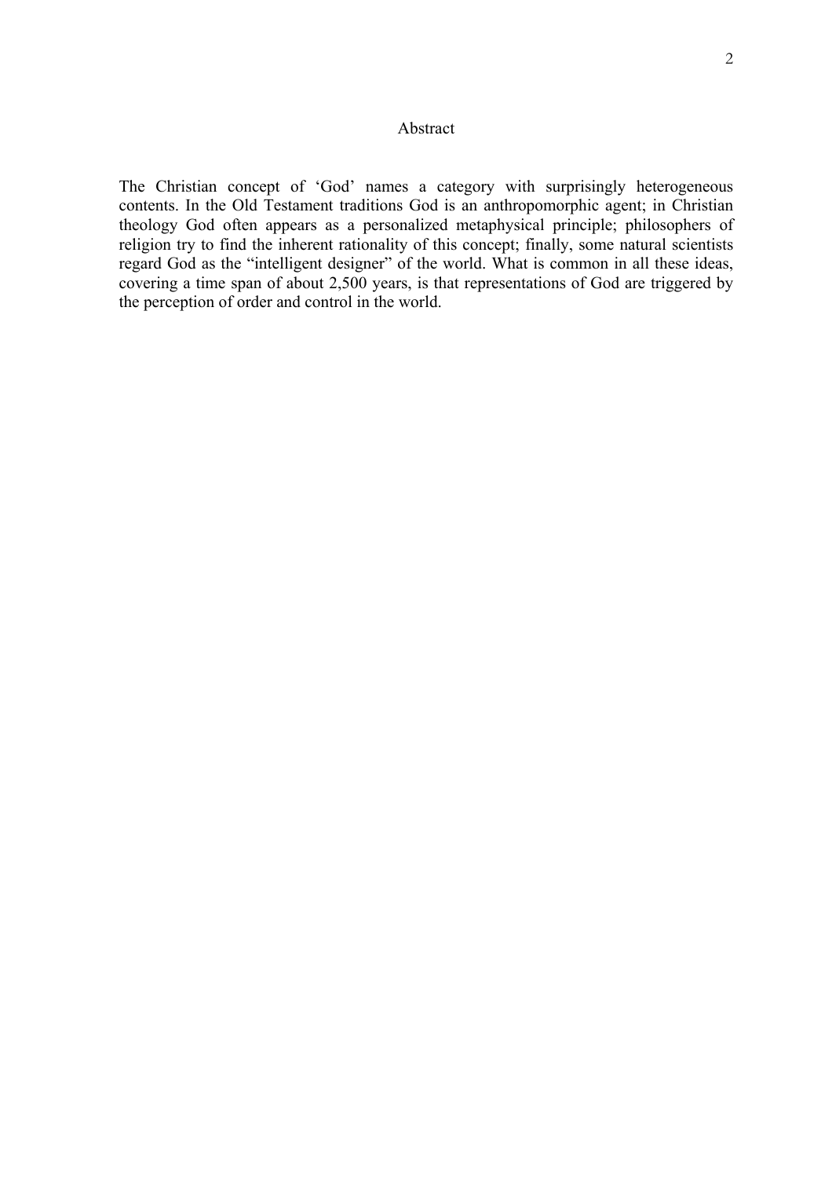# Abstract

The Christian concept of 'God' names a category with surprisingly heterogeneous contents. In the Old Testament traditions God is an anthropomorphic agent; in Christian theology God often appears as a personalized metaphysical principle; philosophers of religion try to find the inherent rationality of this concept; finally, some natural scientists regard God as the "intelligent designer" of the world. What is common in all these ideas, covering a time span of about 2,500 years, is that representations of God are triggered by the perception of order and control in the world.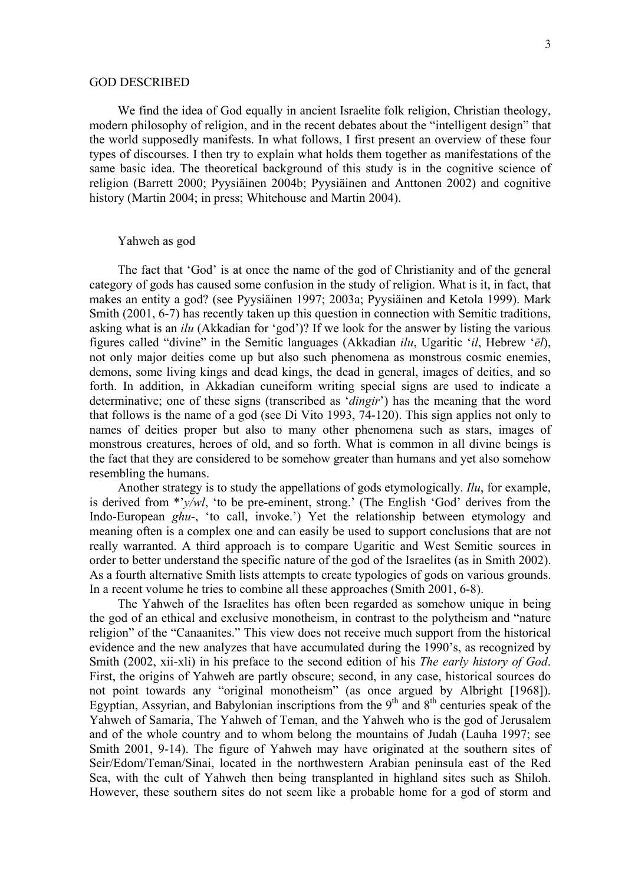## GOD DESCRIBED

We find the idea of God equally in ancient Israelite folk religion, Christian theology, modern philosophy of religion, and in the recent debates about the "intelligent design" that the world supposedly manifests. In what follows, I first present an overview of these four types of discourses. I then try to explain what holds them together as manifestations of the same basic idea. The theoretical background of this study is in the cognitive science of religion (Barrett 2000; Pyysiäinen 2004b; Pyysiäinen and Anttonen 2002) and cognitive history (Martin 2004; in press; Whitehouse and Martin 2004).

### Yahweh as god

The fact that 'God' is at once the name of the god of Christianity and of the general category of gods has caused some confusion in the study of religion. What is it, in fact, that makes an entity a god? (see Pyysiäinen 1997; 2003a; Pyysiäinen and Ketola 1999). Mark Smith (2001, 6-7) has recently taken up this question in connection with Semitic traditions, asking what is an *ilu* (Akkadian for 'god')? If we look for the answer by listing the various figures called "divine" in the Semitic languages (Akkadian *ilu*, Ugaritic '*il*, Hebrew '*ēl*), not only major deities come up but also such phenomena as monstrous cosmic enemies, demons, some living kings and dead kings, the dead in general, images of deities, and so forth. In addition, in Akkadian cuneiform writing special signs are used to indicate a determinative; one of these signs (transcribed as '*dingir*') has the meaning that the word that follows is the name of a god (see Di Vito 1993, 74-120). This sign applies not only to names of deities proper but also to many other phenomena such as stars, images of monstrous creatures, heroes of old, and so forth. What is common in all divine beings is the fact that they are considered to be somehow greater than humans and yet also somehow resembling the humans.

Another strategy is to study the appellations of gods etymologically. *Ilu*, for example, is derived from *'*y/wl*, 'to be pre-eminent, strong.' (The English 'God' derives from the Indo-European *ghu*-, 'to call, invoke.') Yet the relationship between etymology and meaning often is a complex one and can easily be used to support conclusions that are not really warranted. A third approach is to compare Ugaritic and West Semitic sources in order to better understand the specific nature of the god of the Israelites (as in Smith 2002). As a fourth alternative Smith lists attempts to create typologies of gods on various grounds. In a recent volume he tries to combine all these approaches (Smith 2001, 6-8).

The Yahweh of the Israelites has often been regarded as somehow unique in being the god of an ethical and exclusive monotheism, in contrast to the polytheism and "nature religion" of the "Canaanites." This view does not receive much support from the historical evidence and the new analyzes that have accumulated during the 1990's, as recognized by Smith (2002, xii-xli) in his preface to the second edition of his *The early history of God*. First, the origins of Yahweh are partly obscure; second, in any case, historical sources do not point towards any "original monotheism" (as once argued by Albright [1968]). Egyptian, Assyrian, and Babylonian inscriptions from the 9th and 8th centuries speak of the Yahweh of Samaria, The Yahweh of Teman, and the Yahweh who is the god of Jerusalem and of the whole country and to whom belong the mountains of Judah (Lauha 1997; see Smith 2001, 9-14). The figure of Yahweh may have originated at the southern sites of Seir/Edom/Teman/Sinai, located in the northwestern Arabian peninsula east of the Red Sea, with the cult of Yahweh then being transplanted in highland sites such as Shiloh. However, these southern sites do not seem like a probable home for a god of storm and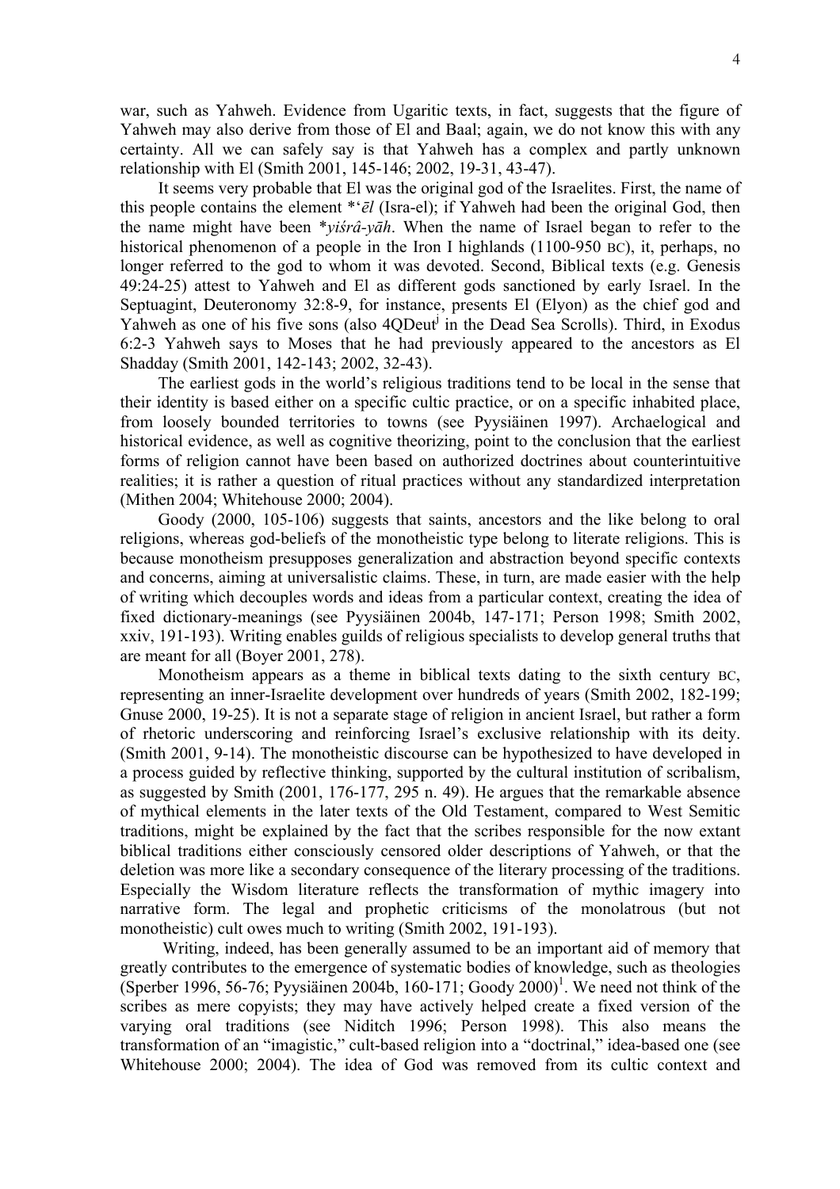war, such as Yahweh. Evidence from Ugaritic texts, in fact, suggests that the figure of Yahweh may also derive from those of El and Baal; again, we do not know this with any certainty. All we can safely say is that Yahweh has a complex and partly unknown relationship with El (Smith 2001, 145-146; 2002, 19-31, 43-47).

It seems very probable that El was the original god of the Israelites. First, the name of this people contains the element *ʻ*ēl* (Isra-el); if Yahweh had been the original God, then the name might have been **yiśrâ-yāh*. When the name of Israel began to refer to the historical phenomenon of a people in the Iron I highlands (1100-950 BC), it, perhaps, no longer referred to the god to whom it was devoted. Second, Biblical texts (e.g. Genesis 49:24-25) attest to Yahweh and El as different gods sanctioned by early Israel. In the Septuagint, Deuteronomy 32:8-9, for instance, presents El (Elyon) as the chief god and Yahweh as one of his five sons (also 4QDeut[j] in the Dead Sea Scrolls). Third, in Exodus 6:2-3 Yahweh says to Moses that he had previously appeared to the ancestors as El Shadday (Smith 2001, 142-143; 2002, 32-43).

The earliest gods in the world's religious traditions tend to be local in the sense that their identity is based either on a specific cultic practice, or on a specific inhabited place, from loosely bounded territories to towns (see Pyysiäinen 1997). Archaelogical and historical evidence, as well as cognitive theorizing, point to the conclusion that the earliest forms of religion cannot have been based on authorized doctrines about counterintuitive realities; it is rather a question of ritual practices without any standardized interpretation (Mithen 2004; Whitehouse 2000; 2004).

Goody (2000, 105-106) suggests that saints, ancestors and the like belong to oral religions, whereas god-beliefs of the monotheistic type belong to literate religions. This is because monotheism presupposes generalization and abstraction beyond specific contexts and concerns, aiming at universalistic claims. These, in turn, are made easier with the help of writing which decouples words and ideas from a particular context, creating the idea of fixed dictionary-meanings (see Pyysiäinen 2004b, 147-171; Person 1998; Smith 2002, xxiv, 191-193). Writing enables guilds of religious specialists to develop general truths that are meant for all (Boyer 2001, 278).

Monotheism appears as a theme in biblical texts dating to the sixth century BC, representing an inner-Israelite development over hundreds of years (Smith 2002, 182-199; Gnuse 2000, 19-25). It is not a separate stage of religion in ancient Israel, but rather a form of rhetoric underscoring and reinforcing Israel's exclusive relationship with its deity. (Smith 2001, 9-14). The monotheistic discourse can be hypothesized to have developed in a process guided by reflective thinking, supported by the cultural institution of scribalism, as suggested by Smith (2001, 176-177, 295 n. 49). He argues that the remarkable absence of mythical elements in the later texts of the Old Testament, compared to West Semitic traditions, might be explained by the fact that the scribes responsible for the now extant biblical traditions either consciously censored older descriptions of Yahweh, or that the deletion was more like a secondary consequence of the literary processing of the traditions. Especially the Wisdom literature reflects the transformation of mythic imagery into narrative form. The legal and prophetic criticisms of the monolatrous (but not monotheistic) cult owes much to writing (Smith 2002, 191-193).

Writing, indeed, has been generally assumed to be an important aid of memory that greatly contributes to the emergence of systematic bodies of knowledge, such as theologies (Sperber 1996, 56-76; Pyysiäinen 2004b, 160-171; Goody 2000)[1]. We need not think of the scribes as mere copyists; they may have actively helped create a fixed version of the varying oral traditions (see Niditch 1996; Person 1998). This also means the transformation of an "imagistic," cult-based religion into a "doctrinal," idea-based one (see Whitehouse 2000; 2004). The idea of God was removed from its cultic context and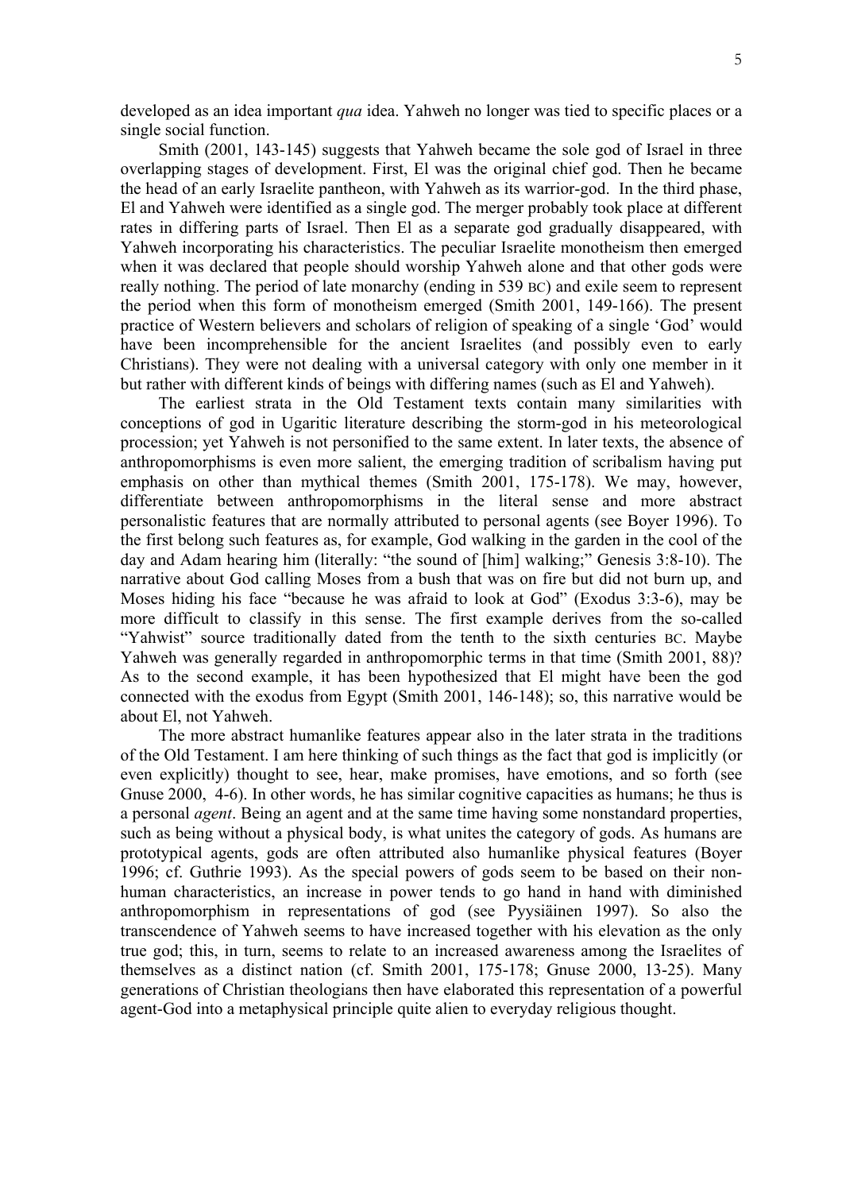developed as an idea important *qua* idea. Yahweh no longer was tied to specific places or a single social function.

Smith (2001, 143-145) suggests that Yahweh became the sole god of Israel in three overlapping stages of development. First, El was the original chief god. Then he became the head of an early Israelite pantheon, with Yahweh as its warrior-god. In the third phase, El and Yahweh were identified as a single god. The merger probably took place at different rates in differing parts of Israel. Then El as a separate god gradually disappeared, with Yahweh incorporating his characteristics. The peculiar Israelite monotheism then emerged when it was declared that people should worship Yahweh alone and that other gods were really nothing. The period of late monarchy (ending in 539 BC) and exile seem to represent the period when this form of monotheism emerged (Smith 2001, 149-166). The present practice of Western believers and scholars of religion of speaking of a single 'God' would have been incomprehensible for the ancient Israelites (and possibly even to early Christians). They were not dealing with a universal category with only one member in it but rather with different kinds of beings with differing names (such as El and Yahweh).

The earliest strata in the Old Testament texts contain many similarities with conceptions of god in Ugaritic literature describing the storm-god in his meteorological procession; yet Yahweh is not personified to the same extent. In later texts, the absence of anthropomorphisms is even more salient, the emerging tradition of scribalism having put emphasis on other than mythical themes (Smith 2001, 175-178). We may, however, differentiate between anthropomorphisms in the literal sense and more abstract personalistic features that are normally attributed to personal agents (see Boyer 1996). To the first belong such features as, for example, God walking in the garden in the cool of the day and Adam hearing him (literally: "the sound of [him] walking;" Genesis 3:8-10). The narrative about God calling Moses from a bush that was on fire but did not burn up, and Moses hiding his face "because he was afraid to look at God" (Exodus 3:3-6), may be more difficult to classify in this sense. The first example derives from the so-called "Yahwist" source traditionally dated from the tenth to the sixth centuries BC. Maybe Yahweh was generally regarded in anthropomorphic terms in that time (Smith 2001, 88)? As to the second example, it has been hypothesized that El might have been the god connected with the exodus from Egypt (Smith 2001, 146-148); so, this narrative would be about El, not Yahweh.

The more abstract humanlike features appear also in the later strata in the traditions of the Old Testament. I am here thinking of such things as the fact that god is implicitly (or even explicitly) thought to see, hear, make promises, have emotions, and so forth (see Gnuse 2000, 4-6). In other words, he has similar cognitive capacities as humans; he thus is a personal *agent*. Being an agent and at the same time having some nonstandard properties, such as being without a physical body, is what unites the category of gods. As humans are prototypical agents, gods are often attributed also humanlike physical features (Boyer 1996; cf. Guthrie 1993). As the special powers of gods seem to be based on their non-human characteristics, an increase in power tends to go hand in hand with diminished anthropomorphism in representations of god (see Pyysiäinen 1997). So also the transcendence of Yahweh seems to have increased together with his elevation as the only true god; this, in turn, seems to relate to an increased awareness among the Israelites of themselves as a distinct nation (cf. Smith 2001, 175-178; Gnuse 2000, 13-25). Many generations of Christian theologians then have elaborated this representation of a powerful agent-God into a metaphysical principle quite alien to everyday religious thought.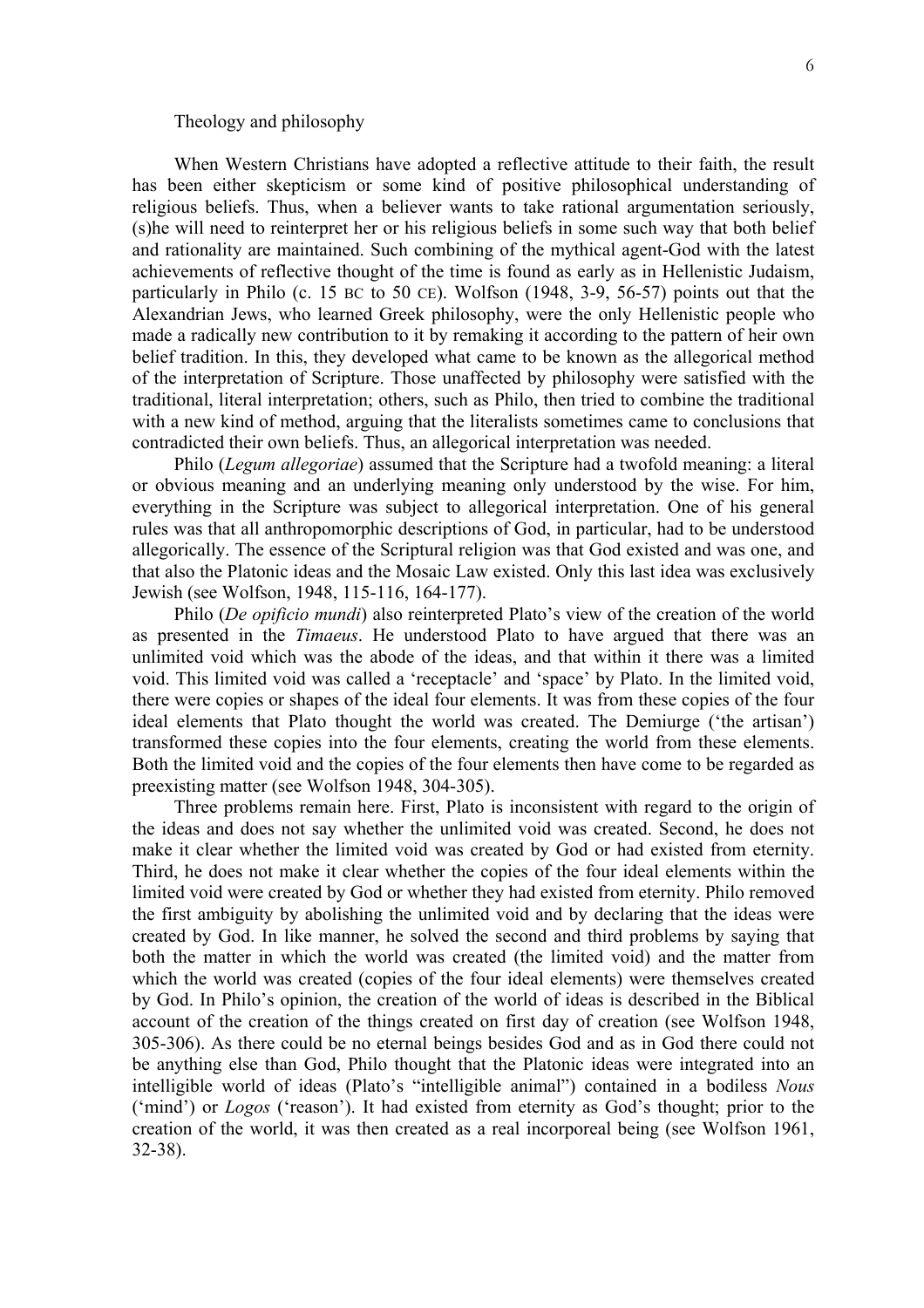## Theology and philosophy

When Western Christians have adopted a reflective attitude to their faith, the result has been either skepticism or some kind of positive philosophical understanding of religious beliefs. Thus, when a believer wants to take rational argumentation seriously, (s)he will need to reinterpret her or his religious beliefs in some such way that both belief and rationality are maintained. Such combining of the mythical agent-God with the latest achievements of reflective thought of the time is found as early as in Hellenistic Judaism, particularly in Philo (c. 15 BC to 50 CE). Wolfson (1948, 3-9, 56-57) points out that the Alexandrian Jews, who learned Greek philosophy, were the only Hellenistic people who made a radically new contribution to it by remaking it according to the pattern of heir own belief tradition. In this, they developed what came to be known as the allegorical method of the interpretation of Scripture. Those unaffected by philosophy were satisfied with the traditional, literal interpretation; others, such as Philo, then tried to combine the traditional with a new kind of method, arguing that the literalists sometimes came to conclusions that contradicted their own beliefs. Thus, an allegorical interpretation was needed.

Philo (*Legum allegoriae*) assumed that the Scripture had a twofold meaning: a literal or obvious meaning and an underlying meaning only understood by the wise. For him, everything in the Scripture was subject to allegorical interpretation. One of his general rules was that all anthropomorphic descriptions of God, in particular, had to be understood allegorically. The essence of the Scriptural religion was that God existed and was one, and that also the Platonic ideas and the Mosaic Law existed. Only this last idea was exclusively Jewish (see Wolfson, 1948, 115-116, 164-177).

Philo (*De opificio mundi*) also reinterpreted Plato's view of the creation of the world as presented in the *Timaeus*. He understood Plato to have argued that there was an unlimited void which was the abode of the ideas, and that within it there was a limited void. This limited void was called a 'receptacle' and 'space' by Plato. In the limited void, there were copies or shapes of the ideal four elements. It was from these copies of the four ideal elements that Plato thought the world was created. The Demiurge ('the artisan') transformed these copies into the four elements, creating the world from these elements. Both the limited void and the copies of the four elements then have come to be regarded as preexisting matter (see Wolfson 1948, 304-305).

Three problems remain here. First, Plato is inconsistent with regard to the origin of the ideas and does not say whether the unlimited void was created. Second, he does not make it clear whether the limited void was created by God or had existed from eternity. Third, he does not make it clear whether the copies of the four ideal elements within the limited void were created by God or whether they had existed from eternity. Philo removed the first ambiguity by abolishing the unlimited void and by declaring that the ideas were created by God. In like manner, he solved the second and third problems by saying that both the matter in which the world was created (the limited void) and the matter from which the world was created (copies of the four ideal elements) were themselves created by God. In Philo's opinion, the creation of the world of ideas is described in the Biblical account of the creation of the things created on first day of creation (see Wolfson 1948, 305-306). As there could be no eternal beings besides God and as in God there could not be anything else than God, Philo thought that the Platonic ideas were integrated into an intelligible world of ideas (Plato's "intelligible animal") contained in a bodiless *Nous* ('mind') or *Logos* ('reason'). It had existed from eternity as God's thought; prior to the creation of the world, it was then created as a real incorporeal being (see Wolfson 1961, 32-38).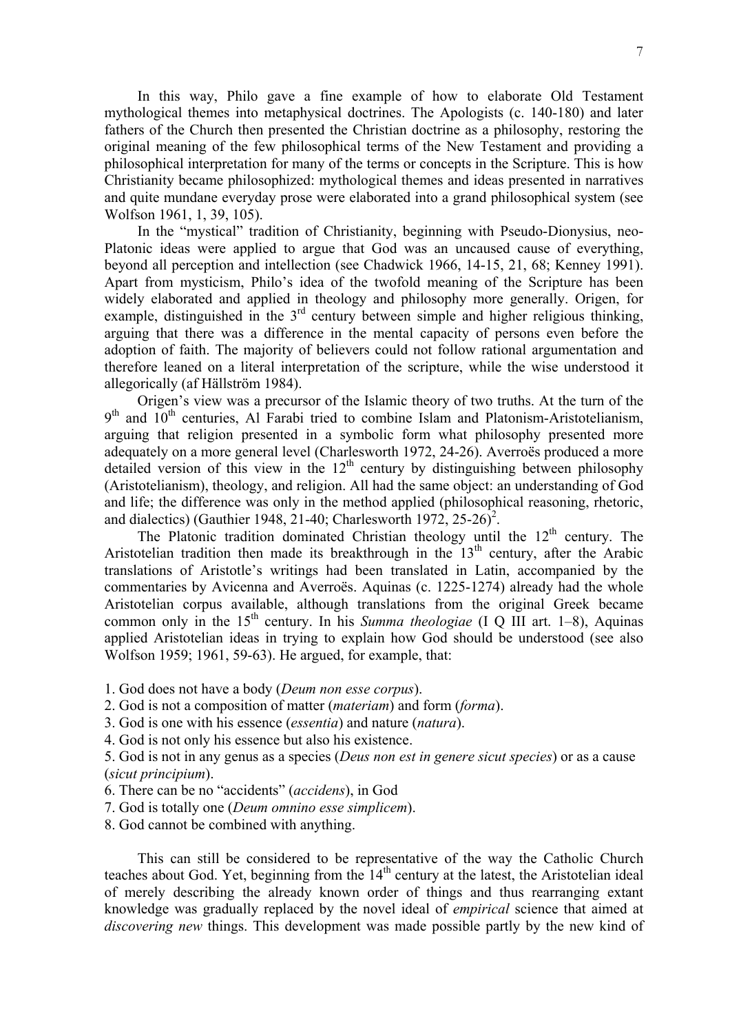In this way, Philo gave a fine example of how to elaborate Old Testament mythological themes into metaphysical doctrines. The Apologists (c. 140-180) and later fathers of the Church then presented the Christian doctrine as a philosophy, restoring the original meaning of the few philosophical terms of the New Testament and providing a philosophical interpretation for many of the terms or concepts in the Scripture. This is how Christianity became philosophized: mythological themes and ideas presented in narratives and quite mundane everyday prose were elaborated into a grand philosophical system (see Wolfson 1961, 1, 39, 105).

In the "mystical" tradition of Christianity, beginning with Pseudo-Dionysius, neo-Platonic ideas were applied to argue that God was an uncaused cause of everything, beyond all perception and intellection (see Chadwick 1966, 14-15, 21, 68; Kenney 1991). Apart from mysticism, Philo's idea of the twofold meaning of the Scripture has been widely elaborated and applied in theology and philosophy more generally. Origen, for example, distinguished in the 3rd century between simple and higher religious thinking, arguing that there was a difference in the mental capacity of persons even before the adoption of faith. The majority of believers could not follow rational argumentation and therefore leaned on a literal interpretation of the scripture, while the wise understood it allegorically (af Hällström 1984).

Origen's view was a precursor of the Islamic theory of two truths. At the turn of the 9th and 10th centuries, Al Farabi tried to combine Islam and Platonism-Aristotelianism, arguing that religion presented in a symbolic form what philosophy presented more adequately on a more general level (Charlesworth 1972, 24-26). Averroës produced a more detailed version of this view in the 12th century by distinguishing between philosophy (Aristotelianism), theology, and religion. All had the same object: an understanding of God and life; the difference was only in the method applied (philosophical reasoning, rhetoric, and dialectics) (Gauthier 1948, 21-40; Charlesworth 1972, 25-26)[2].

The Platonic tradition dominated Christian theology until the 12th century. The Aristotelian tradition then made its breakthrough in the 13th century, after the Arabic translations of Aristotle's writings had been translated in Latin, accompanied by the commentaries by Avicenna and Averroës. Aquinas (c. 1225-1274) already had the whole Aristotelian corpus available, although translations from the original Greek became common only in the 15th century. In his *Summa theologiae* (I Q III art. 1–8), Aquinas applied Aristotelian ideas in trying to explain how God should be understood (see also Wolfson 1959; 1961, 59-63). He argued, for example, that:

1. God does not have a body (*Deum non esse corpus*).
2. God is not a composition of matter (*materiam*) and form (*forma*).
3. God is one with his essence (*essentia*) and nature (*natura*).
4. God is not only his essence but also his existence.
5. God is not in any genus as a species (*Deus non est in genere sicut species*) or as a cause (*sicut principium*).
6. There can be no "accidents" (*accidens*), in God
7. God is totally one (*Deum omnino esse simplicem*).
8. God cannot be combined with anything.

This can still be considered to be representative of the way the Catholic Church teaches about God. Yet, beginning from the 14th century at the latest, the Aristotelian ideal of merely describing the already known order of things and thus rearranging extant knowledge was gradually replaced by the novel ideal of *empirical* science that aimed at *discovering new* things. This development was made possible partly by the new kind of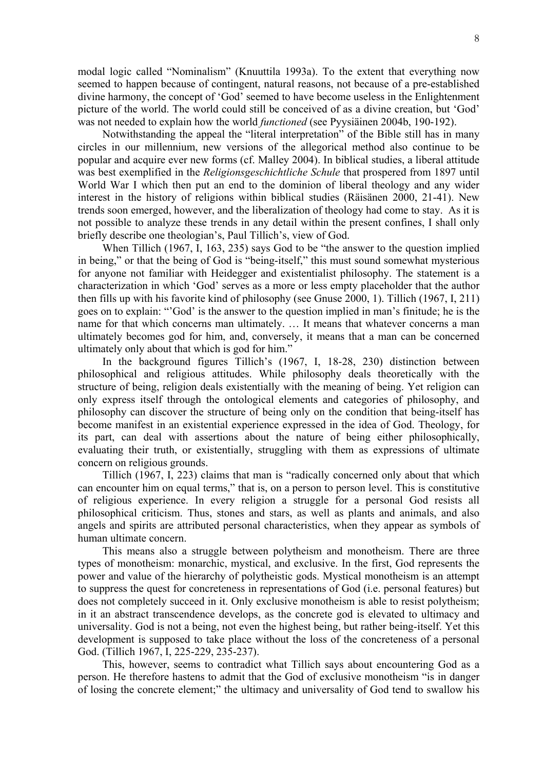modal logic called "Nominalism" (Knuuttila 1993a). To the extent that everything now seemed to happen because of contingent, natural reasons, not because of a pre-established divine harmony, the concept of 'God' seemed to have become useless in the Enlightenment picture of the world. The world could still be conceived of as a divine creation, but 'God' was not needed to explain how the world *functioned* (see Pyysiäinen 2004b, 190-192).

Notwithstanding the appeal the "literal interpretation" of the Bible still has in many circles in our millennium, new versions of the allegorical method also continue to be popular and acquire ever new forms (cf. Malley 2004). In biblical studies, a liberal attitude was best exemplified in the *Religionsgeschichtliche Schule* that prospered from 1897 until World War I which then put an end to the dominion of liberal theology and any wider interest in the history of religions within biblical studies (Räisänen 2000, 21-41). New trends soon emerged, however, and the liberalization of theology had come to stay. As it is not possible to analyze these trends in any detail within the present confines, I shall only briefly describe one theologian's, Paul Tillich's, view of God.

When Tillich (1967, I, 163, 235) says God to be "the answer to the question implied in being," or that the being of God is "being-itself," this must sound somewhat mysterious for anyone not familiar with Heidegger and existentialist philosophy. The statement is a characterization in which 'God' serves as a more or less empty placeholder that the author then fills up with his favorite kind of philosophy (see Gnuse 2000, 1). Tillich (1967, I, 211) goes on to explain: "'God' is the answer to the question implied in man's finitude; he is the name for that which concerns man ultimately. … It means that whatever concerns a man ultimately becomes god for him, and, conversely, it means that a man can be concerned ultimately only about that which is god for him."

In the background figures Tillich's (1967, I, 18-28, 230) distinction between philosophical and religious attitudes. While philosophy deals theoretically with the structure of being, religion deals existentially with the meaning of being. Yet religion can only express itself through the ontological elements and categories of philosophy, and philosophy can discover the structure of being only on the condition that being-itself has become manifest in an existential experience expressed in the idea of God. Theology, for its part, can deal with assertions about the nature of being either philosophically, evaluating their truth, or existentially, struggling with them as expressions of ultimate concern on religious grounds.

Tillich (1967, I, 223) claims that man is "radically concerned only about that which can encounter him on equal terms," that is, on a person to person level. This is constitutive of religious experience. In every religion a struggle for a personal God resists all philosophical criticism. Thus, stones and stars, as well as plants and animals, and also angels and spirits are attributed personal characteristics, when they appear as symbols of human ultimate concern.

This means also a struggle between polytheism and monotheism. There are three types of monotheism: monarchic, mystical, and exclusive. In the first, God represents the power and value of the hierarchy of polytheistic gods. Mystical monotheism is an attempt to suppress the quest for concreteness in representations of God (i.e. personal features) but does not completely succeed in it. Only exclusive monotheism is able to resist polytheism; in it an abstract transcendence develops, as the concrete god is elevated to ultimacy and universality. God is not a being, not even the highest being, but rather being-itself. Yet this development is supposed to take place without the loss of the concreteness of a personal God. (Tillich 1967, I, 225-229, 235-237).

This, however, seems to contradict what Tillich says about encountering God as a person. He therefore hastens to admit that the God of exclusive monotheism "is in danger of losing the concrete element;" the ultimacy and universality of God tend to swallow his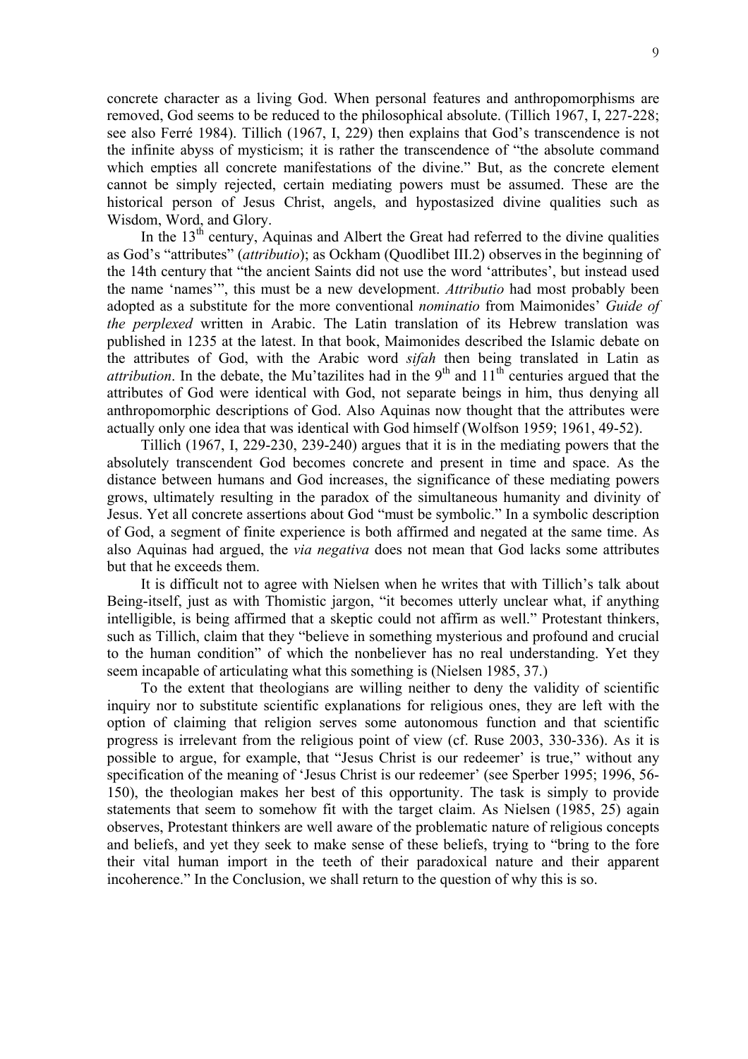concrete character as a living God. When personal features and anthropomorphisms are removed, God seems to be reduced to the philosophical absolute. (Tillich 1967, I, 227-228; see also Ferré 1984). Tillich (1967, I, 229) then explains that God's transcendence is not the infinite abyss of mysticism; it is rather the transcendence of "the absolute command which empties all concrete manifestations of the divine." But, as the concrete element cannot be simply rejected, certain mediating powers must be assumed. These are the historical person of Jesus Christ, angels, and hypostasized divine qualities such as Wisdom, Word, and Glory.

In the 13th century, Aquinas and Albert the Great had referred to the divine qualities as God's "attributes" (*attributio*); as Ockham (Quodlibet III.2) observes in the beginning of the 14th century that "the ancient Saints did not use the word 'attributes', but instead used the name 'names'", this must be a new development. *Attributio* had most probably been adopted as a substitute for the more conventional *nominatio* from Maimonides' *Guide of the perplexed* written in Arabic. The Latin translation of its Hebrew translation was published in 1235 at the latest. In that book, Maimonides described the Islamic debate on the attributes of God, with the Arabic word *sifah* then being translated in Latin as *attribution*. In the debate, the Mu'tazilites had in the 9th and 11th centuries argued that the attributes of God were identical with God, not separate beings in him, thus denying all anthropomorphic descriptions of God. Also Aquinas now thought that the attributes were actually only one idea that was identical with God himself (Wolfson 1959; 1961, 49-52).

Tillich (1967, I, 229-230, 239-240) argues that it is in the mediating powers that the absolutely transcendent God becomes concrete and present in time and space. As the distance between humans and God increases, the significance of these mediating powers grows, ultimately resulting in the paradox of the simultaneous humanity and divinity of Jesus. Yet all concrete assertions about God "must be symbolic." In a symbolic description of God, a segment of finite experience is both affirmed and negated at the same time. As also Aquinas had argued, the *via negativa* does not mean that God lacks some attributes but that he exceeds them.

It is difficult not to agree with Nielsen when he writes that with Tillich's talk about Being-itself, just as with Thomistic jargon, "it becomes utterly unclear what, if anything intelligible, is being affirmed that a skeptic could not affirm as well." Protestant thinkers, such as Tillich, claim that they "believe in something mysterious and profound and crucial to the human condition" of which the nonbeliever has no real understanding. Yet they seem incapable of articulating what this something is (Nielsen 1985, 37.)

To the extent that theologians are willing neither to deny the validity of scientific inquiry nor to substitute scientific explanations for religious ones, they are left with the option of claiming that religion serves some autonomous function and that scientific progress is irrelevant from the religious point of view (cf. Ruse 2003, 330-336). As it is possible to argue, for example, that "Jesus Christ is our redeemer' is true," without any specification of the meaning of 'Jesus Christ is our redeemer' (see Sperber 1995; 1996, 56-150), the theologian makes her best of this opportunity. The task is simply to provide statements that seem to somehow fit with the target claim. As Nielsen (1985, 25) again observes, Protestant thinkers are well aware of the problematic nature of religious concepts and beliefs, and yet they seek to make sense of these beliefs, trying to "bring to the fore their vital human import in the teeth of their paradoxical nature and their apparent incoherence." In the Conclusion, we shall return to the question of why this is so.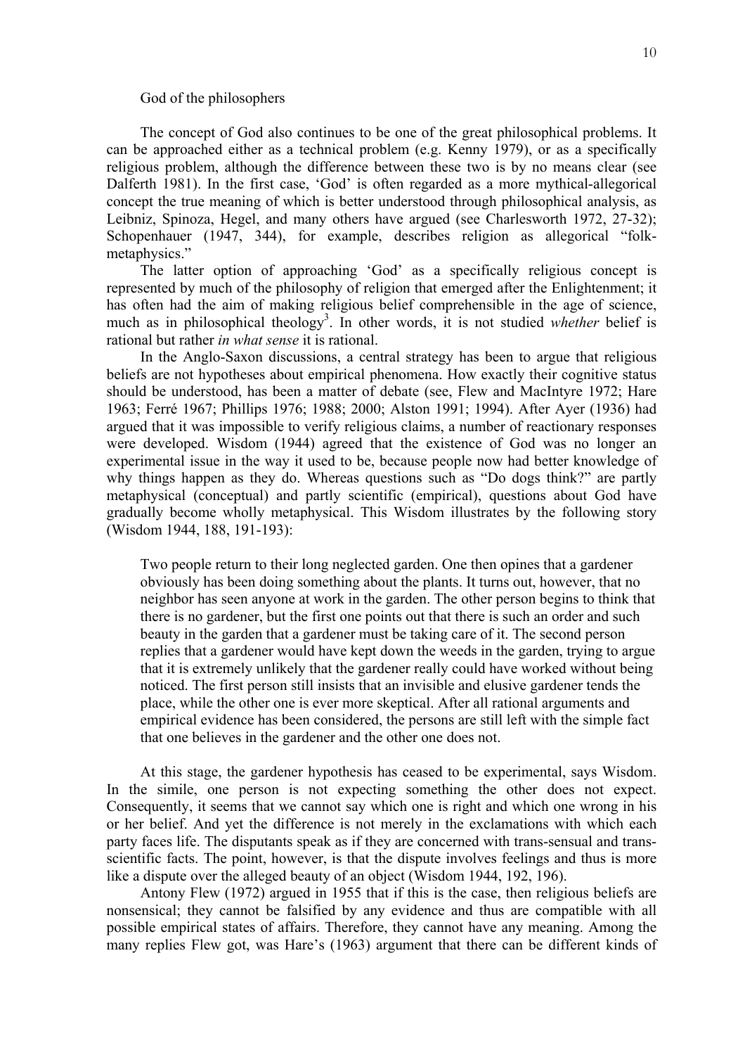## God of the philosophers

The concept of God also continues to be one of the great philosophical problems. It can be approached either as a technical problem (e.g. Kenny 1979), or as a specifically religious problem, although the difference between these two is by no means clear (see Dalferth 1981). In the first case, 'God' is often regarded as a more mythical-allegorical concept the true meaning of which is better understood through philosophical analysis, as Leibniz, Spinoza, Hegel, and many others have argued (see Charlesworth 1972, 27-32); Schopenhauer (1947, 344), for example, describes religion as allegorical "folk-metaphysics."

The latter option of approaching 'God' as a specifically religious concept is represented by much of the philosophy of religion that emerged after the Enlightenment; it has often had the aim of making religious belief comprehensible in the age of science, much as in philosophical theology[3]. In other words, it is not studied *whether* belief is rational but rather *in what sense* it is rational.

In the Anglo-Saxon discussions, a central strategy has been to argue that religious beliefs are not hypotheses about empirical phenomena. How exactly their cognitive status should be understood, has been a matter of debate (see, Flew and MacIntyre 1972; Hare 1963; Ferré 1967; Phillips 1976; 1988; 2000; Alston 1991; 1994). After Ayer (1936) had argued that it was impossible to verify religious claims, a number of reactionary responses were developed. Wisdom (1944) agreed that the existence of God was no longer an experimental issue in the way it used to be, because people now had better knowledge of why things happen as they do. Whereas questions such as "Do dogs think?" are partly metaphysical (conceptual) and partly scientific (empirical), questions about God have gradually become wholly metaphysical. This Wisdom illustrates by the following story (Wisdom 1944, 188, 191-193):

> Two people return to their long neglected garden. One then opines that a gardener obviously has been doing something about the plants. It turns out, however, that no neighbor has seen anyone at work in the garden. The other person begins to think that there is no gardener, but the first one points out that there is such an order and such beauty in the garden that a gardener must be taking care of it. The second person replies that a gardener would have kept down the weeds in the garden, trying to argue that it is extremely unlikely that the gardener really could have worked without being noticed. The first person still insists that an invisible and elusive gardener tends the place, while the other one is ever more skeptical. After all rational arguments and empirical evidence has been considered, the persons are still left with the simple fact that one believes in the gardener and the other one does not.

At this stage, the gardener hypothesis has ceased to be experimental, says Wisdom. In the simile, one person is not expecting something the other does not expect. Consequently, it seems that we cannot say which one is right and which one wrong in his or her belief. And yet the difference is not merely in the exclamations with which each party faces life. The disputants speak as if they are concerned with trans-sensual and trans-scientific facts. The point, however, is that the dispute involves feelings and thus is more like a dispute over the alleged beauty of an object (Wisdom 1944, 192, 196).

Antony Flew (1972) argued in 1955 that if this is the case, then religious beliefs are nonsensical; they cannot be falsified by any evidence and thus are compatible with all possible empirical states of affairs. Therefore, they cannot have any meaning. Among the many replies Flew got, was Hare's (1963) argument that there can be different kinds of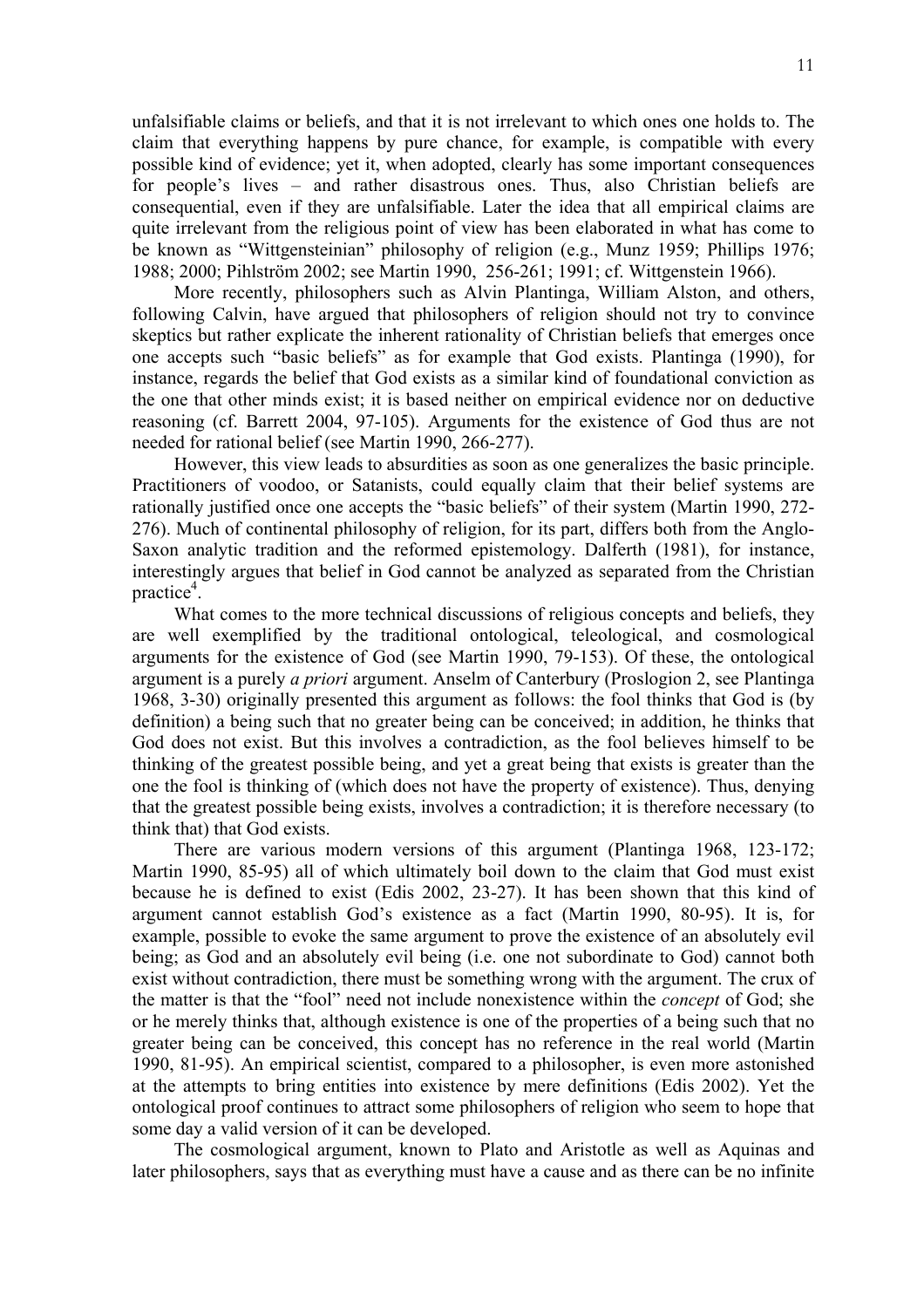unfalsifiable claims or beliefs, and that it is not irrelevant to which ones one holds to. The claim that everything happens by pure chance, for example, is compatible with every possible kind of evidence; yet it, when adopted, clearly has some important consequences for people's lives – and rather disastrous ones. Thus, also Christian beliefs are consequential, even if they are unfalsifiable. Later the idea that all empirical claims are quite irrelevant from the religious point of view has been elaborated in what has come to be known as "Wittgensteinian" philosophy of religion (e.g., Munz 1959; Phillips 1976; 1988; 2000; Pihlström 2002; see Martin 1990, 256-261; 1991; cf. Wittgenstein 1966).

More recently, philosophers such as Alvin Plantinga, William Alston, and others, following Calvin, have argued that philosophers of religion should not try to convince skeptics but rather explicate the inherent rationality of Christian beliefs that emerges once one accepts such "basic beliefs" as for example that God exists. Plantinga (1990), for instance, regards the belief that God exists as a similar kind of foundational conviction as the one that other minds exist; it is based neither on empirical evidence nor on deductive reasoning (cf. Barrett 2004, 97-105). Arguments for the existence of God thus are not needed for rational belief (see Martin 1990, 266-277).

However, this view leads to absurdities as soon as one generalizes the basic principle. Practitioners of voodoo, or Satanists, could equally claim that their belief systems are rationally justified once one accepts the "basic beliefs" of their system (Martin 1990, 272-276). Much of continental philosophy of religion, for its part, differs both from the Anglo-Saxon analytic tradition and the reformed epistemology. Dalferth (1981), for instance, interestingly argues that belief in God cannot be analyzed as separated from the Christian practice[4].

What comes to the more technical discussions of religious concepts and beliefs, they are well exemplified by the traditional ontological, teleological, and cosmological arguments for the existence of God (see Martin 1990, 79-153). Of these, the ontological argument is a purely *a priori* argument. Anselm of Canterbury (Proslogion 2, see Plantinga 1968, 3-30) originally presented this argument as follows: the fool thinks that God is (by definition) a being such that no greater being can be conceived; in addition, he thinks that God does not exist. But this involves a contradiction, as the fool believes himself to be thinking of the greatest possible being, and yet a great being that exists is greater than the one the fool is thinking of (which does not have the property of existence). Thus, denying that the greatest possible being exists, involves a contradiction; it is therefore necessary (to think that) that God exists.

There are various modern versions of this argument (Plantinga 1968, 123-172; Martin 1990, 85-95) all of which ultimately boil down to the claim that God must exist because he is defined to exist (Edis 2002, 23-27). It has been shown that this kind of argument cannot establish God's existence as a fact (Martin 1990, 80-95). It is, for example, possible to evoke the same argument to prove the existence of an absolutely evil being; as God and an absolutely evil being (i.e. one not subordinate to God) cannot both exist without contradiction, there must be something wrong with the argument. The crux of the matter is that the "fool" need not include nonexistence within the *concept* of God; she or he merely thinks that, although existence is one of the properties of a being such that no greater being can be conceived, this concept has no reference in the real world (Martin 1990, 81-95). An empirical scientist, compared to a philosopher, is even more astonished at the attempts to bring entities into existence by mere definitions (Edis 2002). Yet the ontological proof continues to attract some philosophers of religion who seem to hope that some day a valid version of it can be developed.

The cosmological argument, known to Plato and Aristotle as well as Aquinas and later philosophers, says that as everything must have a cause and as there can be no infinite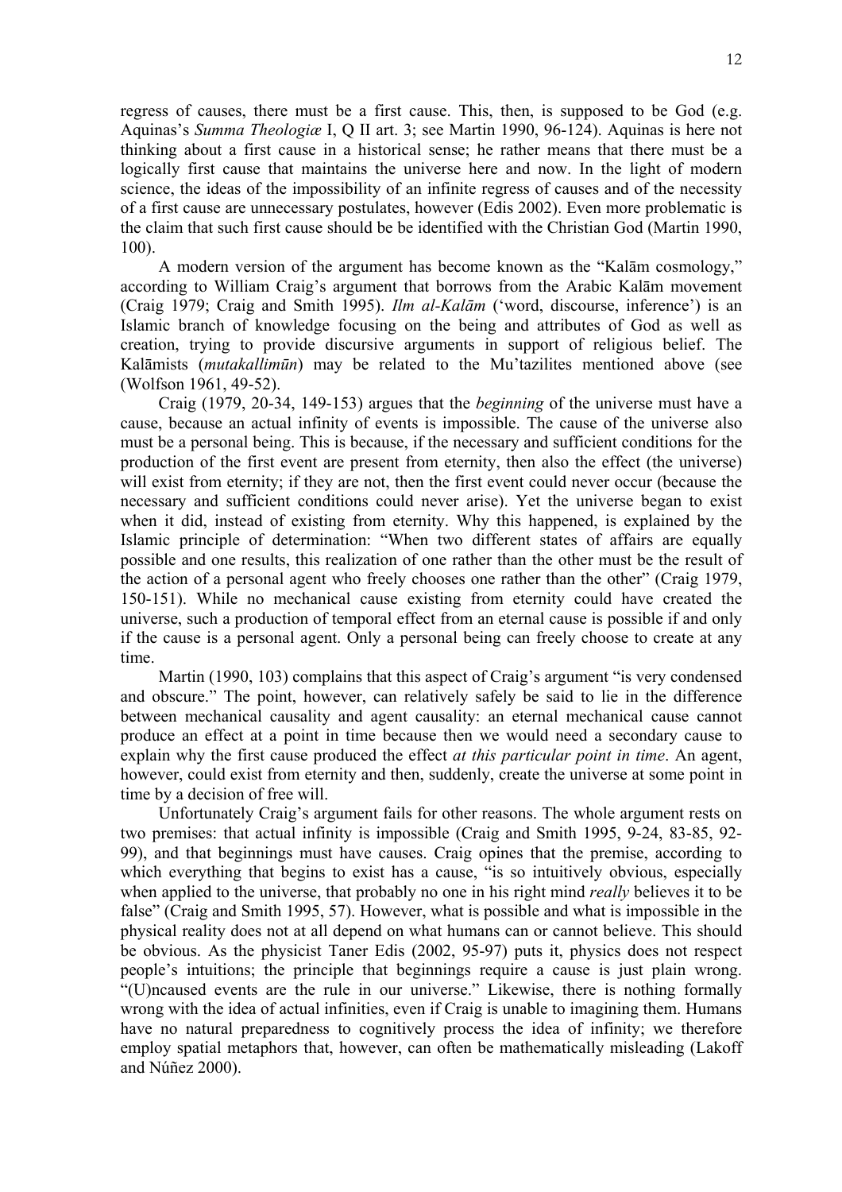regress of causes, there must be a first cause. This, then, is supposed to be God (e.g. Aquinas's *Summa Theologiæ* I, Q II art. 3; see Martin 1990, 96-124). Aquinas is here not thinking about a first cause in a historical sense; he rather means that there must be a logically first cause that maintains the universe here and now. In the light of modern science, the ideas of the impossibility of an infinite regress of causes and of the necessity of a first cause are unnecessary postulates, however (Edis 2002). Even more problematic is the claim that such first cause should be be identified with the Christian God (Martin 1990, 100).

A modern version of the argument has become known as the "Kalām cosmology," according to William Craig's argument that borrows from the Arabic Kalām movement (Craig 1979; Craig and Smith 1995). *Ilm al-Kalām* ('word, discourse, inference') is an Islamic branch of knowledge focusing on the being and attributes of God as well as creation, trying to provide discursive arguments in support of religious belief. The Kalāmists (*mutakallimūn*) may be related to the Mu'tazilites mentioned above (see (Wolfson 1961, 49-52).

Craig (1979, 20-34, 149-153) argues that the *beginning* of the universe must have a cause, because an actual infinity of events is impossible. The cause of the universe also must be a personal being. This is because, if the necessary and sufficient conditions for the production of the first event are present from eternity, then also the effect (the universe) will exist from eternity; if they are not, then the first event could never occur (because the necessary and sufficient conditions could never arise). Yet the universe began to exist when it did, instead of existing from eternity. Why this happened, is explained by the Islamic principle of determination: "When two different states of affairs are equally possible and one results, this realization of one rather than the other must be the result of the action of a personal agent who freely chooses one rather than the other" (Craig 1979, 150-151). While no mechanical cause existing from eternity could have created the universe, such a production of temporal effect from an eternal cause is possible if and only if the cause is a personal agent. Only a personal being can freely choose to create at any time.

Martin (1990, 103) complains that this aspect of Craig's argument "is very condensed and obscure." The point, however, can relatively safely be said to lie in the difference between mechanical causality and agent causality: an eternal mechanical cause cannot produce an effect at a point in time because then we would need a secondary cause to explain why the first cause produced the effect *at this particular point in time*. An agent, however, could exist from eternity and then, suddenly, create the universe at some point in time by a decision of free will.

Unfortunately Craig's argument fails for other reasons. The whole argument rests on two premises: that actual infinity is impossible (Craig and Smith 1995, 9-24, 83-85, 92-99), and that beginnings must have causes. Craig opines that the premise, according to which everything that begins to exist has a cause, "is so intuitively obvious, especially when applied to the universe, that probably no one in his right mind *really* believes it to be false" (Craig and Smith 1995, 57). However, what is possible and what is impossible in the physical reality does not at all depend on what humans can or cannot believe. This should be obvious. As the physicist Taner Edis (2002, 95-97) puts it, physics does not respect people's intuitions; the principle that beginnings require a cause is just plain wrong. "(U)ncaused events are the rule in our universe." Likewise, there is nothing formally wrong with the idea of actual infinities, even if Craig is unable to imagining them. Humans have no natural preparedness to cognitively process the idea of infinity; we therefore employ spatial metaphors that, however, can often be mathematically misleading (Lakoff and Núñez 2000).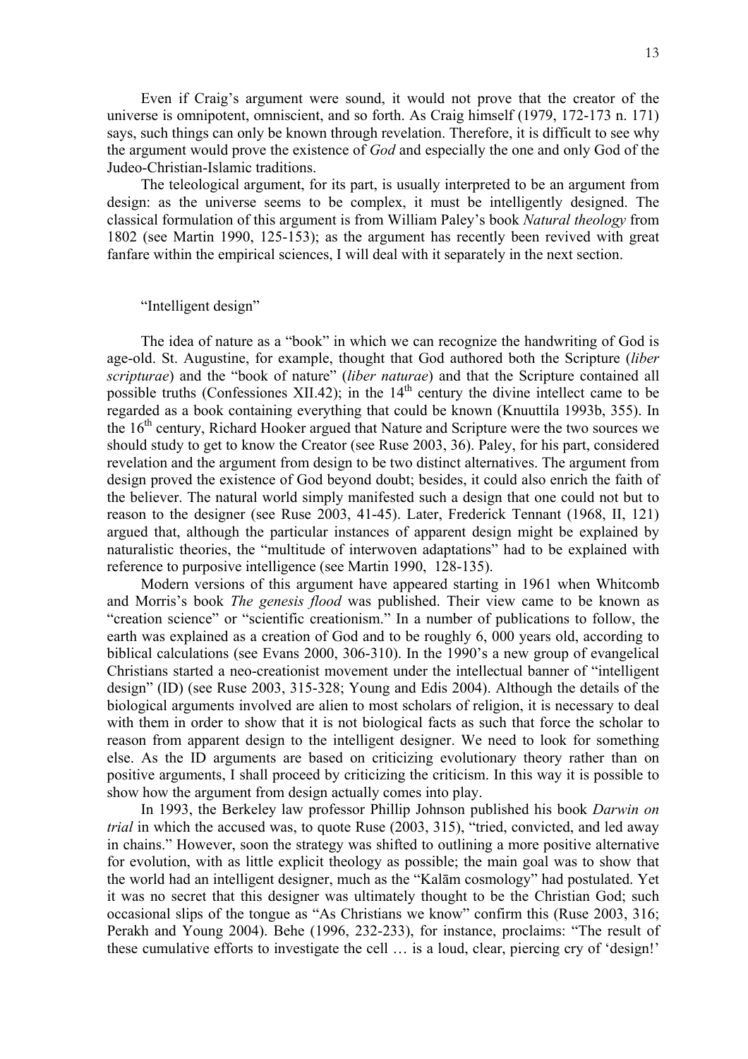Even if Craig's argument were sound, it would not prove that the creator of the universe is omnipotent, omniscient, and so forth. As Craig himself (1979, 172-173 n. 171) says, such things can only be known through revelation. Therefore, it is difficult to see why the argument would prove the existence of *God* and especially the one and only God of the Judeo-Christian-Islamic traditions.

The teleological argument, for its part, is usually interpreted to be an argument from design: as the universe seems to be complex, it must be intelligently designed. The classical formulation of this argument is from William Paley's book *Natural theology* from 1802 (see Martin 1990, 125-153); as the argument has recently been revived with great fanfare within the empirical sciences, I will deal with it separately in the next section.

## "Intelligent design"

The idea of nature as a "book" in which we can recognize the handwriting of God is age-old. St. Augustine, for example, thought that God authored both the Scripture (*liber scripturae*) and the "book of nature" (*liber naturae*) and that the Scripture contained all possible truths (Confessiones XII.42); in the 14th century the divine intellect came to be regarded as a book containing everything that could be known (Knuuttila 1993b, 355). In the 16th century, Richard Hooker argued that Nature and Scripture were the two sources we should study to get to know the Creator (see Ruse 2003, 36). Paley, for his part, considered revelation and the argument from design to be two distinct alternatives. The argument from design proved the existence of God beyond doubt; besides, it could also enrich the faith of the believer. The natural world simply manifested such a design that one could not but to reason to the designer (see Ruse 2003, 41-45). Later, Frederick Tennant (1968, II, 121) argued that, although the particular instances of apparent design might be explained by naturalistic theories, the "multitude of interwoven adaptations" had to be explained with reference to purposive intelligence (see Martin 1990, 128-135).

Modern versions of this argument have appeared starting in 1961 when Whitcomb and Morris's book *The genesis flood* was published. Their view came to be known as "creation science" or "scientific creationism." In a number of publications to follow, the earth was explained as a creation of God and to be roughly 6, 000 years old, according to biblical calculations (see Evans 2000, 306-310). In the 1990's a new group of evangelical Christians started a neo-creationist movement under the intellectual banner of "intelligent design" (ID) (see Ruse 2003, 315-328; Young and Edis 2004). Although the details of the biological arguments involved are alien to most scholars of religion, it is necessary to deal with them in order to show that it is not biological facts as such that force the scholar to reason from apparent design to the intelligent designer. We need to look for something else. As the ID arguments are based on criticizing evolutionary theory rather than on positive arguments, I shall proceed by criticizing the criticism. In this way it is possible to show how the argument from design actually comes into play.

In 1993, the Berkeley law professor Phillip Johnson published his book *Darwin on trial* in which the accused was, to quote Ruse (2003, 315), "tried, convicted, and led away in chains." However, soon the strategy was shifted to outlining a more positive alternative for evolution, with as little explicit theology as possible; the main goal was to show that the world had an intelligent designer, much as the "Kalām cosmology" had postulated. Yet it was no secret that this designer was ultimately thought to be the Christian God; such occasional slips of the tongue as "As Christians we know" confirm this (Ruse 2003, 316; Perakh and Young 2004). Behe (1996, 232-233), for instance, proclaims: "The result of these cumulative efforts to investigate the cell … is a loud, clear, piercing cry of 'design!'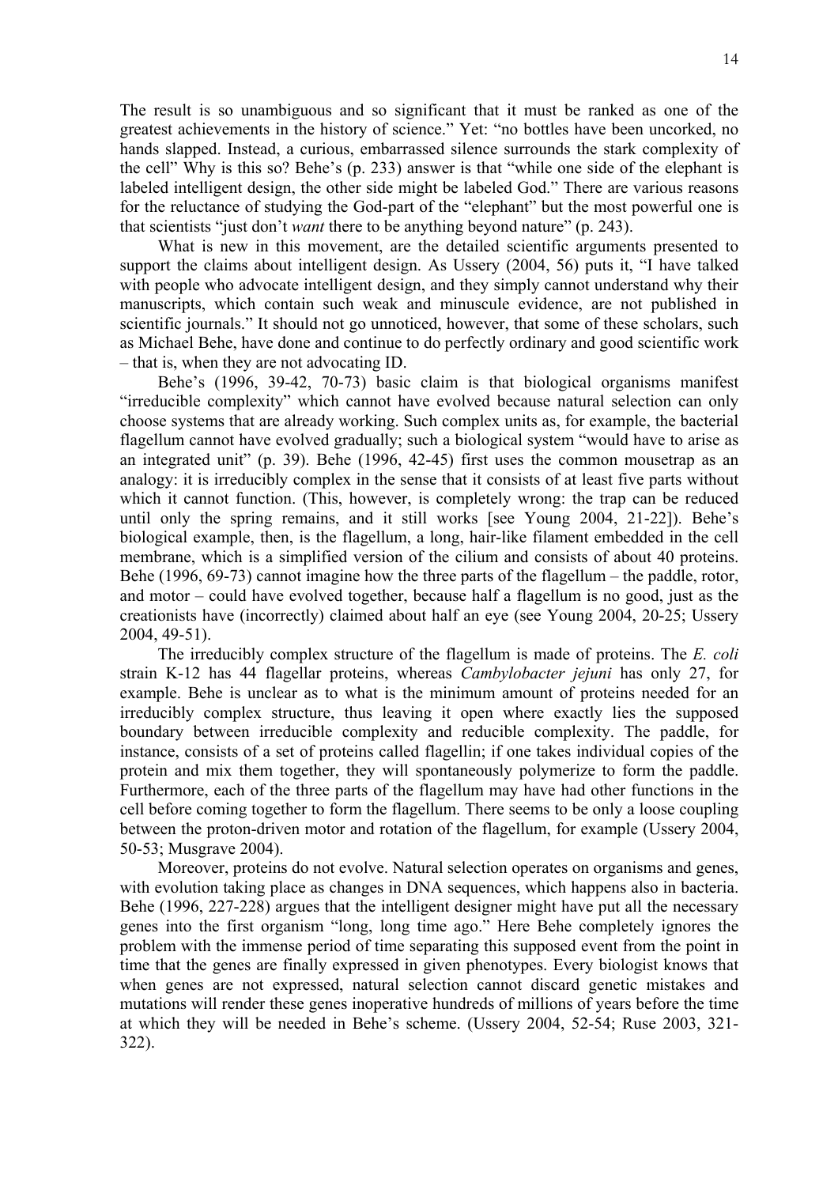The result is so unambiguous and so significant that it must be ranked as one of the greatest achievements in the history of science." Yet: "no bottles have been uncorked, no hands slapped. Instead, a curious, embarrassed silence surrounds the stark complexity of the cell" Why is this so? Behe's (p. 233) answer is that "while one side of the elephant is labeled intelligent design, the other side might be labeled God." There are various reasons for the reluctance of studying the God-part of the "elephant" but the most powerful one is that scientists "just don't *want* there to be anything beyond nature" (p. 243).

What is new in this movement, are the detailed scientific arguments presented to support the claims about intelligent design. As Ussery (2004, 56) puts it, "I have talked with people who advocate intelligent design, and they simply cannot understand why their manuscripts, which contain such weak and minuscule evidence, are not published in scientific journals." It should not go unnoticed, however, that some of these scholars, such as Michael Behe, have done and continue to do perfectly ordinary and good scientific work – that is, when they are not advocating ID.

Behe's (1996, 39-42, 70-73) basic claim is that biological organisms manifest "irreducible complexity" which cannot have evolved because natural selection can only choose systems that are already working. Such complex units as, for example, the bacterial flagellum cannot have evolved gradually; such a biological system "would have to arise as an integrated unit" (p. 39). Behe (1996, 42-45) first uses the common mousetrap as an analogy: it is irreducibly complex in the sense that it consists of at least five parts without which it cannot function. (This, however, is completely wrong: the trap can be reduced until only the spring remains, and it still works [see Young 2004, 21-22]). Behe's biological example, then, is the flagellum, a long, hair-like filament embedded in the cell membrane, which is a simplified version of the cilium and consists of about 40 proteins. Behe (1996, 69-73) cannot imagine how the three parts of the flagellum – the paddle, rotor, and motor – could have evolved together, because half a flagellum is no good, just as the creationists have (incorrectly) claimed about half an eye (see Young 2004, 20-25; Ussery 2004, 49-51).

The irreducibly complex structure of the flagellum is made of proteins. The *E. coli* strain K-12 has 44 flagellar proteins, whereas *Cambylobacter jejuni* has only 27, for example. Behe is unclear as to what is the minimum amount of proteins needed for an irreducibly complex structure, thus leaving it open where exactly lies the supposed boundary between irreducible complexity and reducible complexity. The paddle, for instance, consists of a set of proteins called flagellin; if one takes individual copies of the protein and mix them together, they will spontaneously polymerize to form the paddle. Furthermore, each of the three parts of the flagellum may have had other functions in the cell before coming together to form the flagellum. There seems to be only a loose coupling between the proton-driven motor and rotation of the flagellum, for example (Ussery 2004, 50-53; Musgrave 2004).

Moreover, proteins do not evolve. Natural selection operates on organisms and genes, with evolution taking place as changes in DNA sequences, which happens also in bacteria. Behe (1996, 227-228) argues that the intelligent designer might have put all the necessary genes into the first organism "long, long time ago." Here Behe completely ignores the problem with the immense period of time separating this supposed event from the point in time that the genes are finally expressed in given phenotypes. Every biologist knows that when genes are not expressed, natural selection cannot discard genetic mistakes and mutations will render these genes inoperative hundreds of millions of years before the time at which they will be needed in Behe's scheme. (Ussery 2004, 52-54; Ruse 2003, 321-322).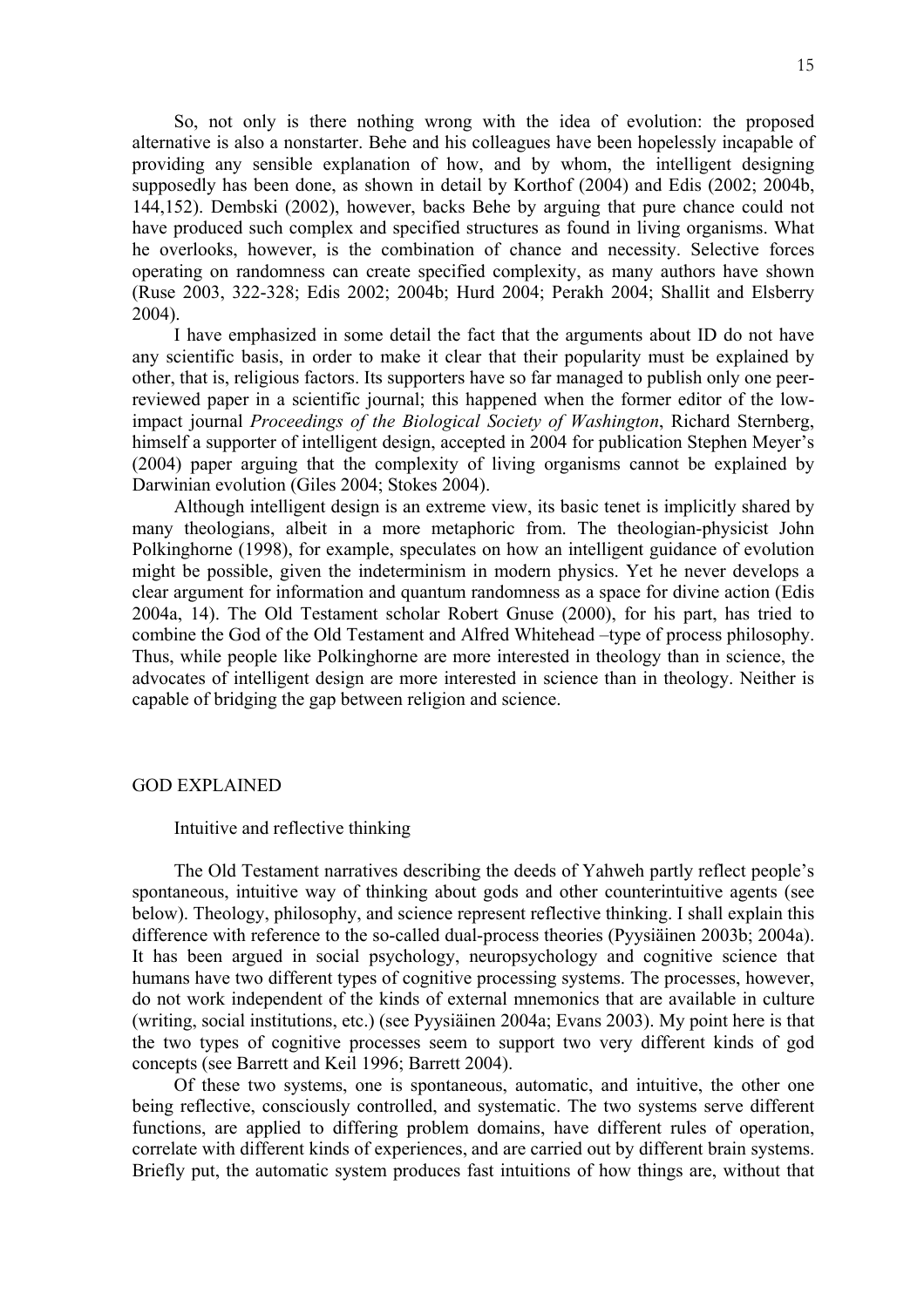So, not only is there nothing wrong with the idea of evolution: the proposed alternative is also a nonstarter. Behe and his colleagues have been hopelessly incapable of providing any sensible explanation of how, and by whom, the intelligent designing supposedly has been done, as shown in detail by Korthof (2004) and Edis (2002; 2004b, 144,152). Dembski (2002), however, backs Behe by arguing that pure chance could not have produced such complex and specified structures as found in living organisms. What he overlooks, however, is the combination of chance and necessity. Selective forces operating on randomness can create specified complexity, as many authors have shown (Ruse 2003, 322-328; Edis 2002; 2004b; Hurd 2004; Perakh 2004; Shallit and Elsberry 2004).

I have emphasized in some detail the fact that the arguments about ID do not have any scientific basis, in order to make it clear that their popularity must be explained by other, that is, religious factors. Its supporters have so far managed to publish only one peer-reviewed paper in a scientific journal; this happened when the former editor of the low-impact journal *Proceedings of the Biological Society of Washington*, Richard Sternberg, himself a supporter of intelligent design, accepted in 2004 for publication Stephen Meyer's (2004) paper arguing that the complexity of living organisms cannot be explained by Darwinian evolution (Giles 2004; Stokes 2004).

Although intelligent design is an extreme view, its basic tenet is implicitly shared by many theologians, albeit in a more metaphoric from. The theologian-physicist John Polkinghorne (1998), for example, speculates on how an intelligent guidance of evolution might be possible, given the indeterminism in modern physics. Yet he never develops a clear argument for information and quantum randomness as a space for divine action (Edis 2004a, 14). The Old Testament scholar Robert Gnuse (2000), for his part, has tried to combine the God of the Old Testament and Alfred Whitehead –type of process philosophy. Thus, while people like Polkinghorne are more interested in theology than in science, the advocates of intelligent design are more interested in science than in theology. Neither is capable of bridging the gap between religion and science.

## GOD EXPLAINED

### Intuitive and reflective thinking

The Old Testament narratives describing the deeds of Yahweh partly reflect people's spontaneous, intuitive way of thinking about gods and other counterintuitive agents (see below). Theology, philosophy, and science represent reflective thinking. I shall explain this difference with reference to the so-called dual-process theories (Pyysiäinen 2003b; 2004a). It has been argued in social psychology, neuropsychology and cognitive science that humans have two different types of cognitive processing systems. The processes, however, do not work independent of the kinds of external mnemonics that are available in culture (writing, social institutions, etc.) (see Pyysiäinen 2004a; Evans 2003). My point here is that the two types of cognitive processes seem to support two very different kinds of god concepts (see Barrett and Keil 1996; Barrett 2004).

Of these two systems, one is spontaneous, automatic, and intuitive, the other one being reflective, consciously controlled, and systematic. The two systems serve different functions, are applied to differing problem domains, have different rules of operation, correlate with different kinds of experiences, and are carried out by different brain systems. Briefly put, the automatic system produces fast intuitions of how things are, without that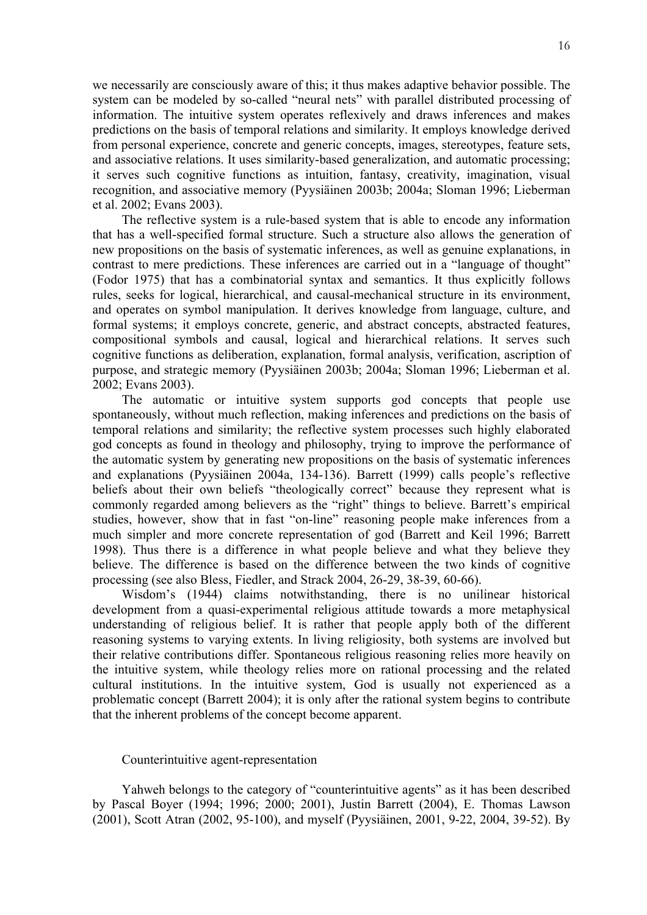we necessarily are consciously aware of this; it thus makes adaptive behavior possible. The system can be modeled by so-called "neural nets" with parallel distributed processing of information. The intuitive system operates reflexively and draws inferences and makes predictions on the basis of temporal relations and similarity. It employs knowledge derived from personal experience, concrete and generic concepts, images, stereotypes, feature sets, and associative relations. It uses similarity-based generalization, and automatic processing; it serves such cognitive functions as intuition, fantasy, creativity, imagination, visual recognition, and associative memory (Pyysiäinen 2003b; 2004a; Sloman 1996; Lieberman et al. 2002; Evans 2003).

The reflective system is a rule-based system that is able to encode any information that has a well-specified formal structure. Such a structure also allows the generation of new propositions on the basis of systematic inferences, as well as genuine explanations, in contrast to mere predictions. These inferences are carried out in a "language of thought" (Fodor 1975) that has a combinatorial syntax and semantics. It thus explicitly follows rules, seeks for logical, hierarchical, and causal-mechanical structure in its environment, and operates on symbol manipulation. It derives knowledge from language, culture, and formal systems; it employs concrete, generic, and abstract concepts, abstracted features, compositional symbols and causal, logical and hierarchical relations. It serves such cognitive functions as deliberation, explanation, formal analysis, verification, ascription of purpose, and strategic memory (Pyysiäinen 2003b; 2004a; Sloman 1996; Lieberman et al. 2002; Evans 2003).

The automatic or intuitive system supports god concepts that people use spontaneously, without much reflection, making inferences and predictions on the basis of temporal relations and similarity; the reflective system processes such highly elaborated god concepts as found in theology and philosophy, trying to improve the performance of the automatic system by generating new propositions on the basis of systematic inferences and explanations (Pyysiäinen 2004a, 134-136). Barrett (1999) calls people's reflective beliefs about their own beliefs "theologically correct" because they represent what is commonly regarded among believers as the "right" things to believe. Barrett's empirical studies, however, show that in fast "on-line" reasoning people make inferences from a much simpler and more concrete representation of god (Barrett and Keil 1996; Barrett 1998). Thus there is a difference in what people believe and what they believe they believe. The difference is based on the difference between the two kinds of cognitive processing (see also Bless, Fiedler, and Strack 2004, 26-29, 38-39, 60-66).

Wisdom's (1944) claims notwithstanding, there is no unilinear historical development from a quasi-experimental religious attitude towards a more metaphysical understanding of religious belief. It is rather that people apply both of the different reasoning systems to varying extents. In living religiosity, both systems are involved but their relative contributions differ. Spontaneous religious reasoning relies more heavily on the intuitive system, while theology relies more on rational processing and the related cultural institutions. In the intuitive system, God is usually not experienced as a problematic concept (Barrett 2004); it is only after the rational system begins to contribute that the inherent problems of the concept become apparent.

## Counterintuitive agent-representation

Yahweh belongs to the category of "counterintuitive agents" as it has been described by Pascal Boyer (1994; 1996; 2000; 2001), Justin Barrett (2004), E. Thomas Lawson (2001), Scott Atran (2002, 95-100), and myself (Pyysiäinen, 2001, 9-22, 2004, 39-52). By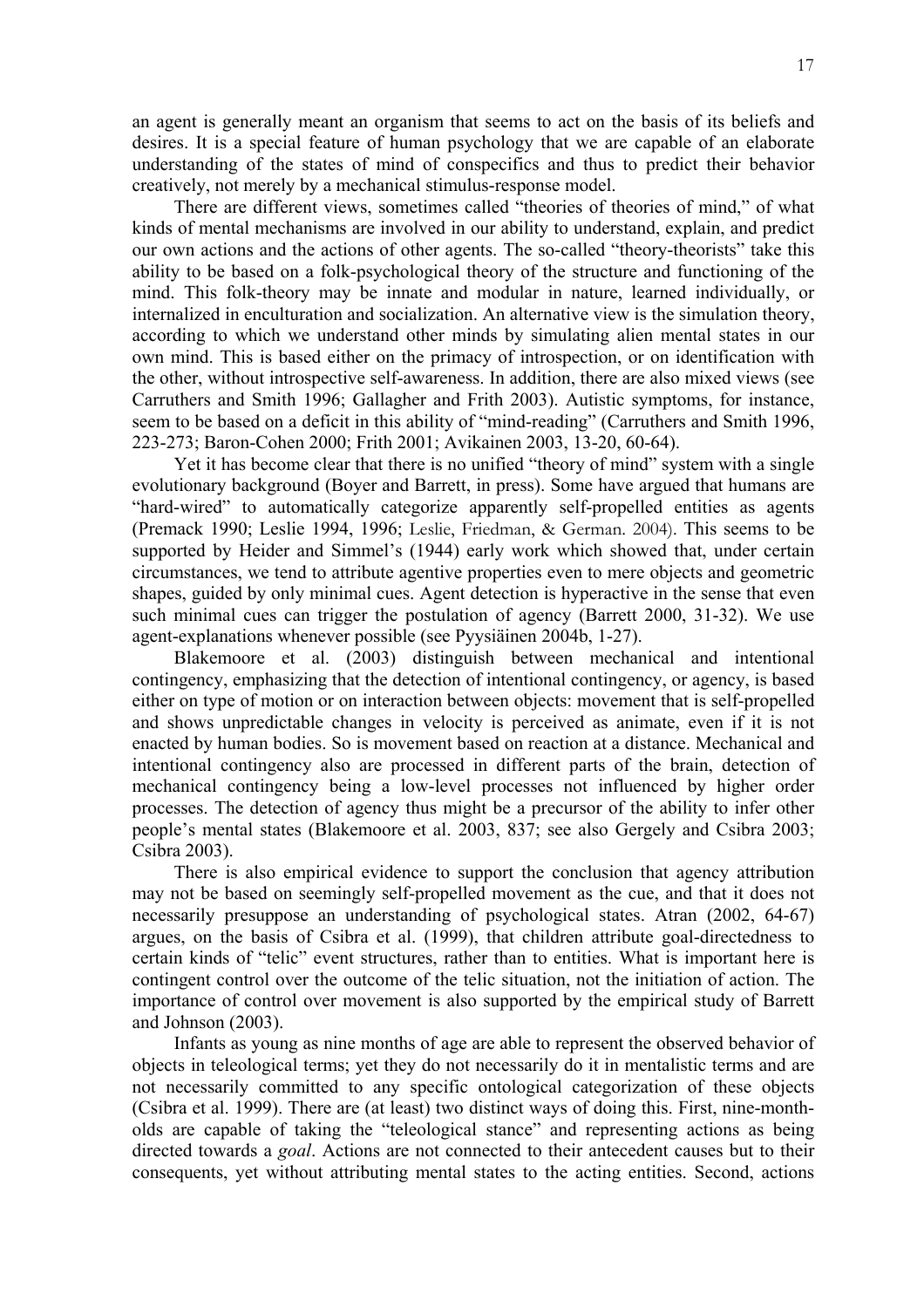an agent is generally meant an organism that seems to act on the basis of its beliefs and desires. It is a special feature of human psychology that we are capable of an elaborate understanding of the states of mind of conspecifics and thus to predict their behavior creatively, not merely by a mechanical stimulus-response model.

There are different views, sometimes called "theories of theories of mind," of what kinds of mental mechanisms are involved in our ability to understand, explain, and predict our own actions and the actions of other agents. The so-called "theory-theorists" take this ability to be based on a folk-psychological theory of the structure and functioning of the mind. This folk-theory may be innate and modular in nature, learned individually, or internalized in enculturation and socialization. An alternative view is the simulation theory, according to which we understand other minds by simulating alien mental states in our own mind. This is based either on the primacy of introspection, or on identification with the other, without introspective self-awareness. In addition, there are also mixed views (see Carruthers and Smith 1996; Gallagher and Frith 2003). Autistic symptoms, for instance, seem to be based on a deficit in this ability of "mind-reading" (Carruthers and Smith 1996, 223-273; Baron-Cohen 2000; Frith 2001; Avikainen 2003, 13-20, 60-64).

Yet it has become clear that there is no unified "theory of mind" system with a single evolutionary background (Boyer and Barrett, in press). Some have argued that humans are "hard-wired" to automatically categorize apparently self-propelled entities as agents (Premack 1990; Leslie 1994, 1996; Leslie, Friedman, & German. 2004). This seems to be supported by Heider and Simmel's (1944) early work which showed that, under certain circumstances, we tend to attribute agentive properties even to mere objects and geometric shapes, guided by only minimal cues. Agent detection is hyperactive in the sense that even such minimal cues can trigger the postulation of agency (Barrett 2000, 31-32). We use agent-explanations whenever possible (see Pyysiäinen 2004b, 1-27).

Blakemoore et al. (2003) distinguish between mechanical and intentional contingency, emphasizing that the detection of intentional contingency, or agency, is based either on type of motion or on interaction between objects: movement that is self-propelled and shows unpredictable changes in velocity is perceived as animate, even if it is not enacted by human bodies. So is movement based on reaction at a distance. Mechanical and intentional contingency also are processed in different parts of the brain, detection of mechanical contingency being a low-level processes not influenced by higher order processes. The detection of agency thus might be a precursor of the ability to infer other people's mental states (Blakemoore et al. 2003, 837; see also Gergely and Csibra 2003; Csibra 2003).

There is also empirical evidence to support the conclusion that agency attribution may not be based on seemingly self-propelled movement as the cue, and that it does not necessarily presuppose an understanding of psychological states. Atran (2002, 64-67) argues, on the basis of Csibra et al. (1999), that children attribute goal-directedness to certain kinds of "telic" event structures, rather than to entities. What is important here is contingent control over the outcome of the telic situation, not the initiation of action. The importance of control over movement is also supported by the empirical study of Barrett and Johnson (2003).

Infants as young as nine months of age are able to represent the observed behavior of objects in teleological terms; yet they do not necessarily do it in mentalistic terms and are not necessarily committed to any specific ontological categorization of these objects (Csibra et al. 1999). There are (at least) two distinct ways of doing this. First, nine-month-olds are capable of taking the "teleological stance" and representing actions as being directed towards a *goal*. Actions are not connected to their antecedent causes but to their consequents, yet without attributing mental states to the acting entities. Second, actions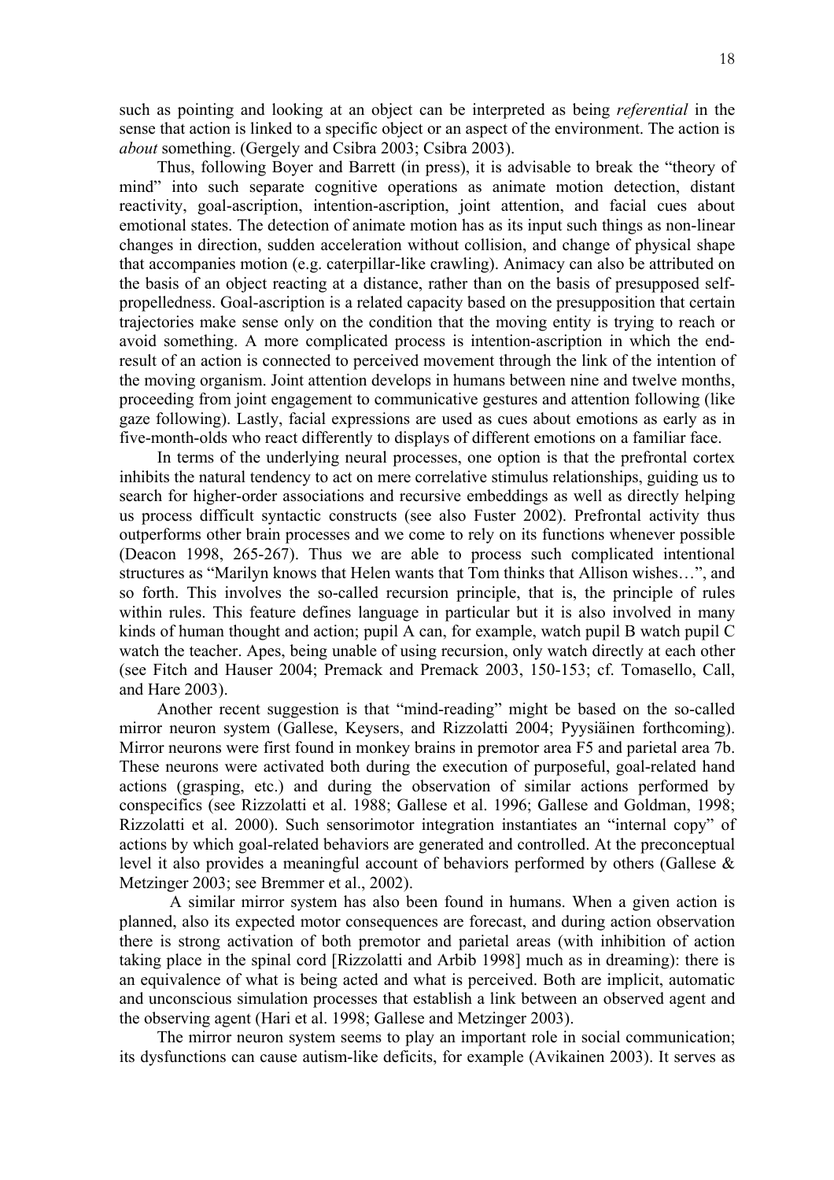such as pointing and looking at an object can be interpreted as being *referential* in the sense that action is linked to a specific object or an aspect of the environment. The action is *about* something. (Gergely and Csibra 2003; Csibra 2003).

Thus, following Boyer and Barrett (in press), it is advisable to break the "theory of mind" into such separate cognitive operations as animate motion detection, distant reactivity, goal-ascription, intention-ascription, joint attention, and facial cues about emotional states. The detection of animate motion has as its input such things as non-linear changes in direction, sudden acceleration without collision, and change of physical shape that accompanies motion (e.g. caterpillar-like crawling). Animacy can also be attributed on the basis of an object reacting at a distance, rather than on the basis of presupposed self-propelledness. Goal-ascription is a related capacity based on the presupposition that certain trajectories make sense only on the condition that the moving entity is trying to reach or avoid something. A more complicated process is intention-ascription in which the end-result of an action is connected to perceived movement through the link of the intention of the moving organism. Joint attention develops in humans between nine and twelve months, proceeding from joint engagement to communicative gestures and attention following (like gaze following). Lastly, facial expressions are used as cues about emotions as early as in five-month-olds who react differently to displays of different emotions on a familiar face.

In terms of the underlying neural processes, one option is that the prefrontal cortex inhibits the natural tendency to act on mere correlative stimulus relationships, guiding us to search for higher-order associations and recursive embeddings as well as directly helping us process difficult syntactic constructs (see also Fuster 2002). Prefrontal activity thus outperforms other brain processes and we come to rely on its functions whenever possible (Deacon 1998, 265-267). Thus we are able to process such complicated intentional structures as "Marilyn knows that Helen wants that Tom thinks that Allison wishes…", and so forth. This involves the so-called recursion principle, that is, the principle of rules within rules. This feature defines language in particular but it is also involved in many kinds of human thought and action; pupil A can, for example, watch pupil B watch pupil C watch the teacher. Apes, being unable of using recursion, only watch directly at each other (see Fitch and Hauser 2004; Premack and Premack 2003, 150-153; cf. Tomasello, Call, and Hare 2003).

Another recent suggestion is that "mind-reading" might be based on the so-called mirror neuron system (Gallese, Keysers, and Rizzolatti 2004; Pyysiäinen forthcoming). Mirror neurons were first found in monkey brains in premotor area F5 and parietal area 7b. These neurons were activated both during the execution of purposeful, goal-related hand actions (grasping, etc.) and during the observation of similar actions performed by conspecifics (see Rizzolatti et al. 1988; Gallese et al. 1996; Gallese and Goldman, 1998; Rizzolatti et al. 2000). Such sensorimotor integration instantiates an "internal copy" of actions by which goal-related behaviors are generated and controlled. At the preconceptual level it also provides a meaningful account of behaviors performed by others (Gallese & Metzinger 2003; see Bremmer et al., 2002).

A similar mirror system has also been found in humans. When a given action is planned, also its expected motor consequences are forecast, and during action observation there is strong activation of both premotor and parietal areas (with inhibition of action taking place in the spinal cord [Rizzolatti and Arbib 1998] much as in dreaming): there is an equivalence of what is being acted and what is perceived. Both are implicit, automatic and unconscious simulation processes that establish a link between an observed agent and the observing agent (Hari et al. 1998; Gallese and Metzinger 2003).

The mirror neuron system seems to play an important role in social communication; its dysfunctions can cause autism-like deficits, for example (Avikainen 2003). It serves as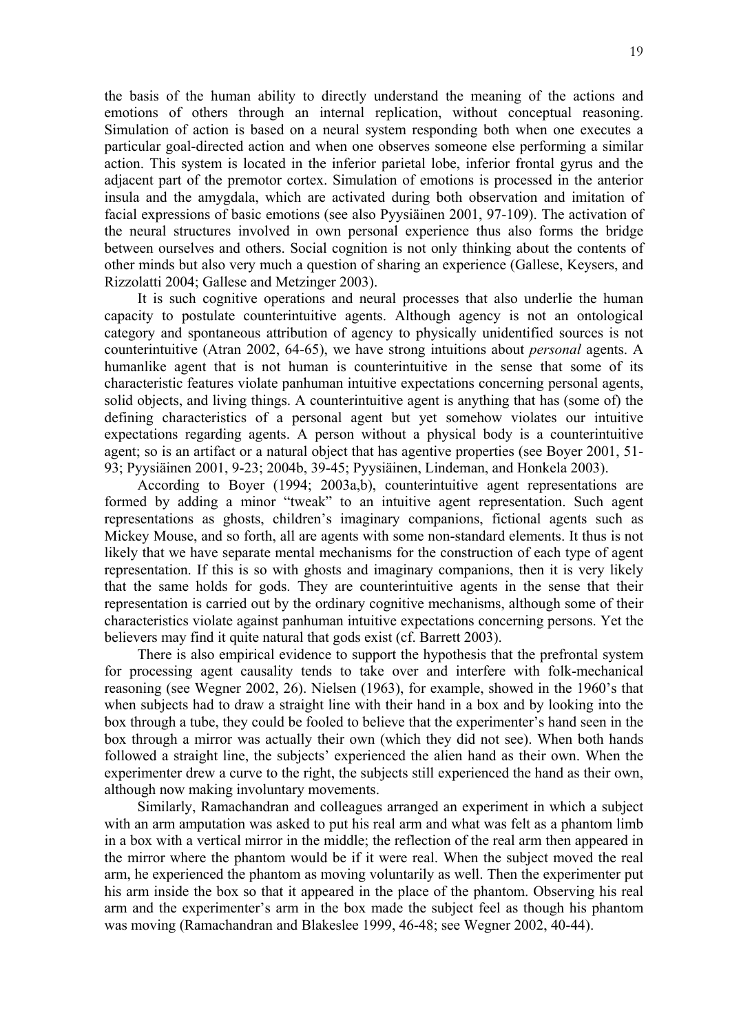the basis of the human ability to directly understand the meaning of the actions and emotions of others through an internal replication, without conceptual reasoning. Simulation of action is based on a neural system responding both when one executes a particular goal-directed action and when one observes someone else performing a similar action. This system is located in the inferior parietal lobe, inferior frontal gyrus and the adjacent part of the premotor cortex. Simulation of emotions is processed in the anterior insula and the amygdala, which are activated during both observation and imitation of facial expressions of basic emotions (see also Pyysiäinen 2001, 97-109). The activation of the neural structures involved in own personal experience thus also forms the bridge between ourselves and others. Social cognition is not only thinking about the contents of other minds but also very much a question of sharing an experience (Gallese, Keysers, and Rizzolatti 2004; Gallese and Metzinger 2003).

It is such cognitive operations and neural processes that also underlie the human capacity to postulate counterintuitive agents. Although agency is not an ontological category and spontaneous attribution of agency to physically unidentified sources is not counterintuitive (Atran 2002, 64-65), we have strong intuitions about *personal* agents. A humanlike agent that is not human is counterintuitive in the sense that some of its characteristic features violate panhuman intuitive expectations concerning personal agents, solid objects, and living things. A counterintuitive agent is anything that has (some of) the defining characteristics of a personal agent but yet somehow violates our intuitive expectations regarding agents. A person without a physical body is a counterintuitive agent; so is an artifact or a natural object that has agentive properties (see Boyer 2001, 51-93; Pyysiäinen 2001, 9-23; 2004b, 39-45; Pyysiäinen, Lindeman, and Honkela 2003).

According to Boyer (1994; 2003a,b), counterintuitive agent representations are formed by adding a minor "tweak" to an intuitive agent representation. Such agent representations as ghosts, children's imaginary companions, fictional agents such as Mickey Mouse, and so forth, all are agents with some non-standard elements. It thus is not likely that we have separate mental mechanisms for the construction of each type of agent representation. If this is so with ghosts and imaginary companions, then it is very likely that the same holds for gods. They are counterintuitive agents in the sense that their representation is carried out by the ordinary cognitive mechanisms, although some of their characteristics violate against panhuman intuitive expectations concerning persons. Yet the believers may find it quite natural that gods exist (cf. Barrett 2003).

There is also empirical evidence to support the hypothesis that the prefrontal system for processing agent causality tends to take over and interfere with folk-mechanical reasoning (see Wegner 2002, 26). Nielsen (1963), for example, showed in the 1960's that when subjects had to draw a straight line with their hand in a box and by looking into the box through a tube, they could be fooled to believe that the experimenter's hand seen in the box through a mirror was actually their own (which they did not see). When both hands followed a straight line, the subjects' experienced the alien hand as their own. When the experimenter drew a curve to the right, the subjects still experienced the hand as their own, although now making involuntary movements.

Similarly, Ramachandran and colleagues arranged an experiment in which a subject with an arm amputation was asked to put his real arm and what was felt as a phantom limb in a box with a vertical mirror in the middle; the reflection of the real arm then appeared in the mirror where the phantom would be if it were real. When the subject moved the real arm, he experienced the phantom as moving voluntarily as well. Then the experimenter put his arm inside the box so that it appeared in the place of the phantom. Observing his real arm and the experimenter's arm in the box made the subject feel as though his phantom was moving (Ramachandran and Blakeslee 1999, 46-48; see Wegner 2002, 40-44).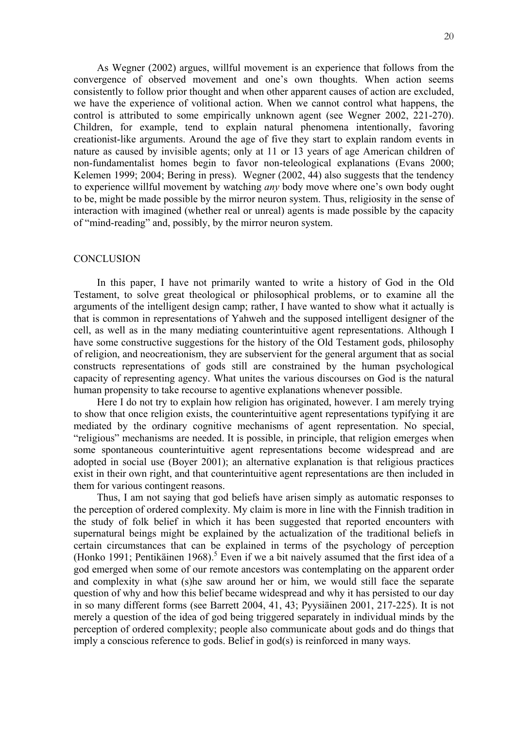As Wegner (2002) argues, willful movement is an experience that follows from the convergence of observed movement and one's own thoughts. When action seems consistently to follow prior thought and when other apparent causes of action are excluded, we have the experience of volitional action. When we cannot control what happens, the control is attributed to some empirically unknown agent (see Wegner 2002, 221-270). Children, for example, tend to explain natural phenomena intentionally, favoring creationist-like arguments. Around the age of five they start to explain random events in nature as caused by invisible agents; only at 11 or 13 years of age American children of non-fundamentalist homes begin to favor non-teleological explanations (Evans 2000; Kelemen 1999; 2004; Bering in press). Wegner (2002, 44) also suggests that the tendency to experience willful movement by watching *any* body move where one's own body ought to be, might be made possible by the mirror neuron system. Thus, religiosity in the sense of interaction with imagined (whether real or unreal) agents is made possible by the capacity of "mind-reading" and, possibly, by the mirror neuron system.

## CONCLUSION

In this paper, I have not primarily wanted to write a history of God in the Old Testament, to solve great theological or philosophical problems, or to examine all the arguments of the intelligent design camp; rather, I have wanted to show what it actually is that is common in representations of Yahweh and the supposed intelligent designer of the cell, as well as in the many mediating counterintuitive agent representations. Although I have some constructive suggestions for the history of the Old Testament gods, philosophy of religion, and neocreationism, they are subservient for the general argument that as social constructs representations of gods still are constrained by the human psychological capacity of representing agency. What unites the various discourses on God is the natural human propensity to take recourse to agentive explanations whenever possible.

Here I do not try to explain how religion has originated, however. I am merely trying to show that once religion exists, the counterintuitive agent representations typifying it are mediated by the ordinary cognitive mechanisms of agent representation. No special, "religious" mechanisms are needed. It is possible, in principle, that religion emerges when some spontaneous counterintuitive agent representations become widespread and are adopted in social use (Boyer 2001); an alternative explanation is that religious practices exist in their own right, and that counterintuitive agent representations are then included in them for various contingent reasons.

Thus, I am not saying that god beliefs have arisen simply as automatic responses to the perception of ordered complexity. My claim is more in line with the Finnish tradition in the study of folk belief in which it has been suggested that reported encounters with supernatural beings might be explained by the actualization of the traditional beliefs in certain circumstances that can be explained in terms of the psychology of perception (Honko 1991; Pentikäinen 1968).[5] Even if we a bit naively assumed that the first idea of a god emerged when some of our remote ancestors was contemplating on the apparent order and complexity in what (s)he saw around her or him, we would still face the separate question of why and how this belief became widespread and why it has persisted to our day in so many different forms (see Barrett 2004, 41, 43; Pyysiäinen 2001, 217-225). It is not merely a question of the idea of god being triggered separately in individual minds by the perception of ordered complexity; people also communicate about gods and do things that imply a conscious reference to gods. Belief in god(s) is reinforced in many ways.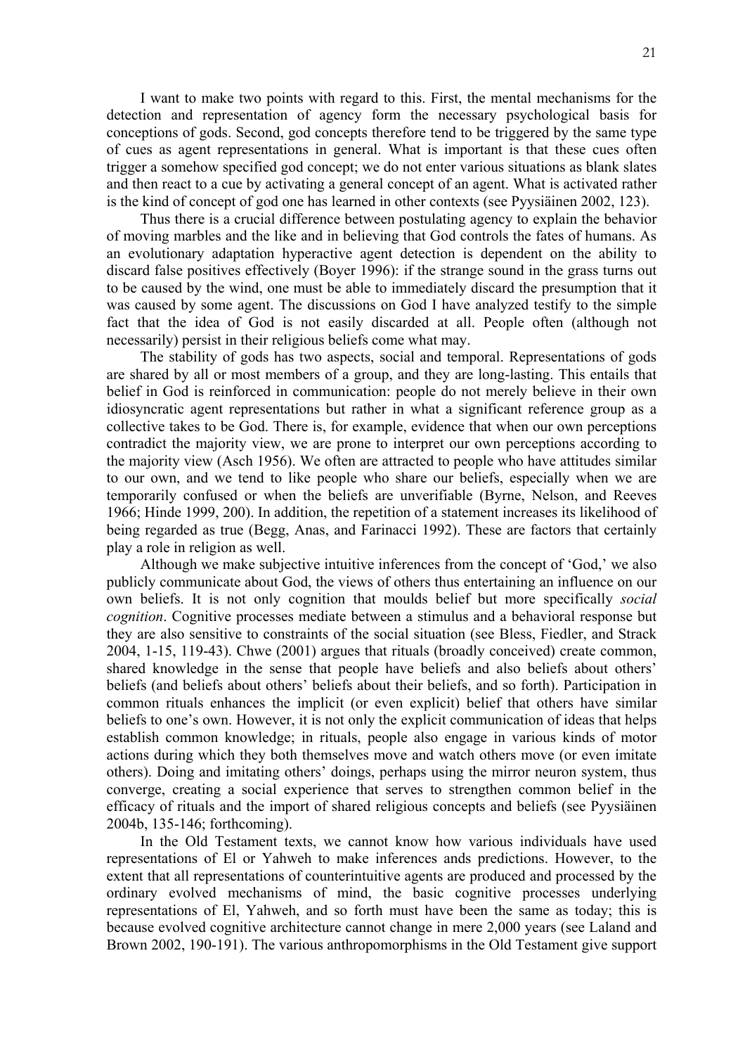I want to make two points with regard to this. First, the mental mechanisms for the detection and representation of agency form the necessary psychological basis for conceptions of gods. Second, god concepts therefore tend to be triggered by the same type of cues as agent representations in general. What is important is that these cues often trigger a somehow specified god concept; we do not enter various situations as blank slates and then react to a cue by activating a general concept of an agent. What is activated rather is the kind of concept of god one has learned in other contexts (see Pyysiäinen 2002, 123).

Thus there is a crucial difference between postulating agency to explain the behavior of moving marbles and the like and in believing that God controls the fates of humans. As an evolutionary adaptation hyperactive agent detection is dependent on the ability to discard false positives effectively (Boyer 1996): if the strange sound in the grass turns out to be caused by the wind, one must be able to immediately discard the presumption that it was caused by some agent. The discussions on God I have analyzed testify to the simple fact that the idea of God is not easily discarded at all. People often (although not necessarily) persist in their religious beliefs come what may.

The stability of gods has two aspects, social and temporal. Representations of gods are shared by all or most members of a group, and they are long-lasting. This entails that belief in God is reinforced in communication: people do not merely believe in their own idiosyncratic agent representations but rather in what a significant reference group as a collective takes to be God. There is, for example, evidence that when our own perceptions contradict the majority view, we are prone to interpret our own perceptions according to the majority view (Asch 1956). We often are attracted to people who have attitudes similar to our own, and we tend to like people who share our beliefs, especially when we are temporarily confused or when the beliefs are unverifiable (Byrne, Nelson, and Reeves 1966; Hinde 1999, 200). In addition, the repetition of a statement increases its likelihood of being regarded as true (Begg, Anas, and Farinacci 1992). These are factors that certainly play a role in religion as well.

Although we make subjective intuitive inferences from the concept of 'God,' we also publicly communicate about God, the views of others thus entertaining an influence on our own beliefs. It is not only cognition that moulds belief but more specifically *social cognition*. Cognitive processes mediate between a stimulus and a behavioral response but they are also sensitive to constraints of the social situation (see Bless, Fiedler, and Strack 2004, 1-15, 119-43). Chwe (2001) argues that rituals (broadly conceived) create common, shared knowledge in the sense that people have beliefs and also beliefs about others' beliefs (and beliefs about others' beliefs about their beliefs, and so forth). Participation in common rituals enhances the implicit (or even explicit) belief that others have similar beliefs to one's own. However, it is not only the explicit communication of ideas that helps establish common knowledge; in rituals, people also engage in various kinds of motor actions during which they both themselves move and watch others move (or even imitate others). Doing and imitating others' doings, perhaps using the mirror neuron system, thus converge, creating a social experience that serves to strengthen common belief in the efficacy of rituals and the import of shared religious concepts and beliefs (see Pyysiäinen 2004b, 135-146; forthcoming).

In the Old Testament texts, we cannot know how various individuals have used representations of El or Yahweh to make inferences ands predictions. However, to the extent that all representations of counterintuitive agents are produced and processed by the ordinary evolved mechanisms of mind, the basic cognitive processes underlying representations of El, Yahweh, and so forth must have been the same as today; this is because evolved cognitive architecture cannot change in mere 2,000 years (see Laland and Brown 2002, 190-191). The various anthropomorphisms in the Old Testament give support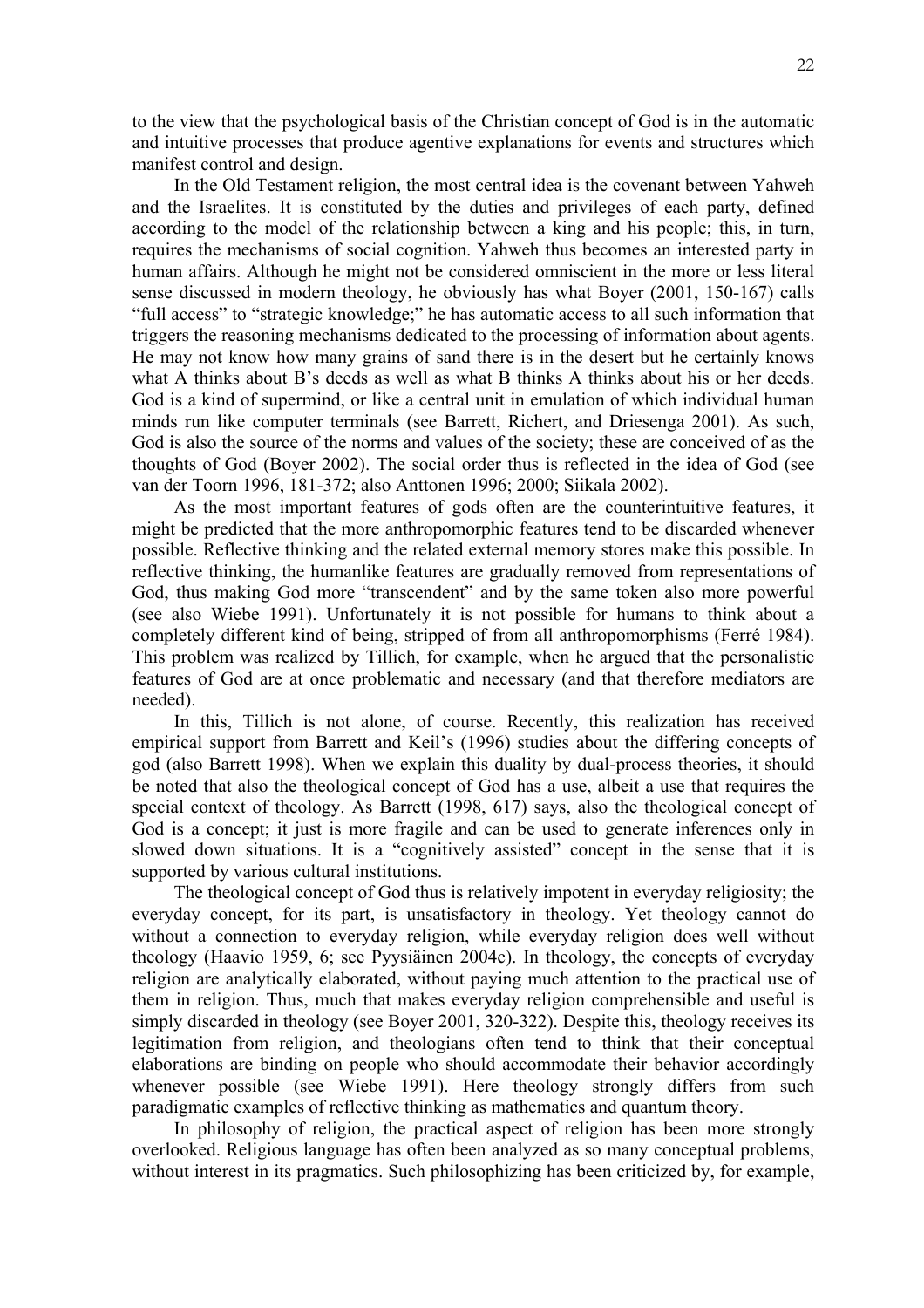to the view that the psychological basis of the Christian concept of God is in the automatic and intuitive processes that produce agentive explanations for events and structures which manifest control and design.

In the Old Testament religion, the most central idea is the covenant between Yahweh and the Israelites. It is constituted by the duties and privileges of each party, defined according to the model of the relationship between a king and his people; this, in turn, requires the mechanisms of social cognition. Yahweh thus becomes an interested party in human affairs. Although he might not be considered omniscient in the more or less literal sense discussed in modern theology, he obviously has what Boyer (2001, 150-167) calls "full access" to "strategic knowledge;" he has automatic access to all such information that triggers the reasoning mechanisms dedicated to the processing of information about agents. He may not know how many grains of sand there is in the desert but he certainly knows what A thinks about B's deeds as well as what B thinks A thinks about his or her deeds. God is a kind of supermind, or like a central unit in emulation of which individual human minds run like computer terminals (see Barrett, Richert, and Driesenga 2001). As such, God is also the source of the norms and values of the society; these are conceived of as the thoughts of God (Boyer 2002). The social order thus is reflected in the idea of God (see van der Toorn 1996, 181-372; also Anttonen 1996; 2000; Siikala 2002).

As the most important features of gods often are the counterintuitive features, it might be predicted that the more anthropomorphic features tend to be discarded whenever possible. Reflective thinking and the related external memory stores make this possible. In reflective thinking, the humanlike features are gradually removed from representations of God, thus making God more "transcendent" and by the same token also more powerful (see also Wiebe 1991). Unfortunately it is not possible for humans to think about a completely different kind of being, stripped of from all anthropomorphisms (Ferré 1984). This problem was realized by Tillich, for example, when he argued that the personalistic features of God are at once problematic and necessary (and that therefore mediators are needed).

In this, Tillich is not alone, of course. Recently, this realization has received empirical support from Barrett and Keil's (1996) studies about the differing concepts of god (also Barrett 1998). When we explain this duality by dual-process theories, it should be noted that also the theological concept of God has a use, albeit a use that requires the special context of theology. As Barrett (1998, 617) says, also the theological concept of God is a concept; it just is more fragile and can be used to generate inferences only in slowed down situations. It is a "cognitively assisted" concept in the sense that it is supported by various cultural institutions.

The theological concept of God thus is relatively impotent in everyday religiosity; the everyday concept, for its part, is unsatisfactory in theology. Yet theology cannot do without a connection to everyday religion, while everyday religion does well without theology (Haavio 1959, 6; see Pyysiäinen 2004c). In theology, the concepts of everyday religion are analytically elaborated, without paying much attention to the practical use of them in religion. Thus, much that makes everyday religion comprehensible and useful is simply discarded in theology (see Boyer 2001, 320-322). Despite this, theology receives its legitimation from religion, and theologians often tend to think that their conceptual elaborations are binding on people who should accommodate their behavior accordingly whenever possible (see Wiebe 1991). Here theology strongly differs from such paradigmatic examples of reflective thinking as mathematics and quantum theory.

In philosophy of religion, the practical aspect of religion has been more strongly overlooked. Religious language has often been analyzed as so many conceptual problems, without interest in its pragmatics. Such philosophizing has been criticized by, for example,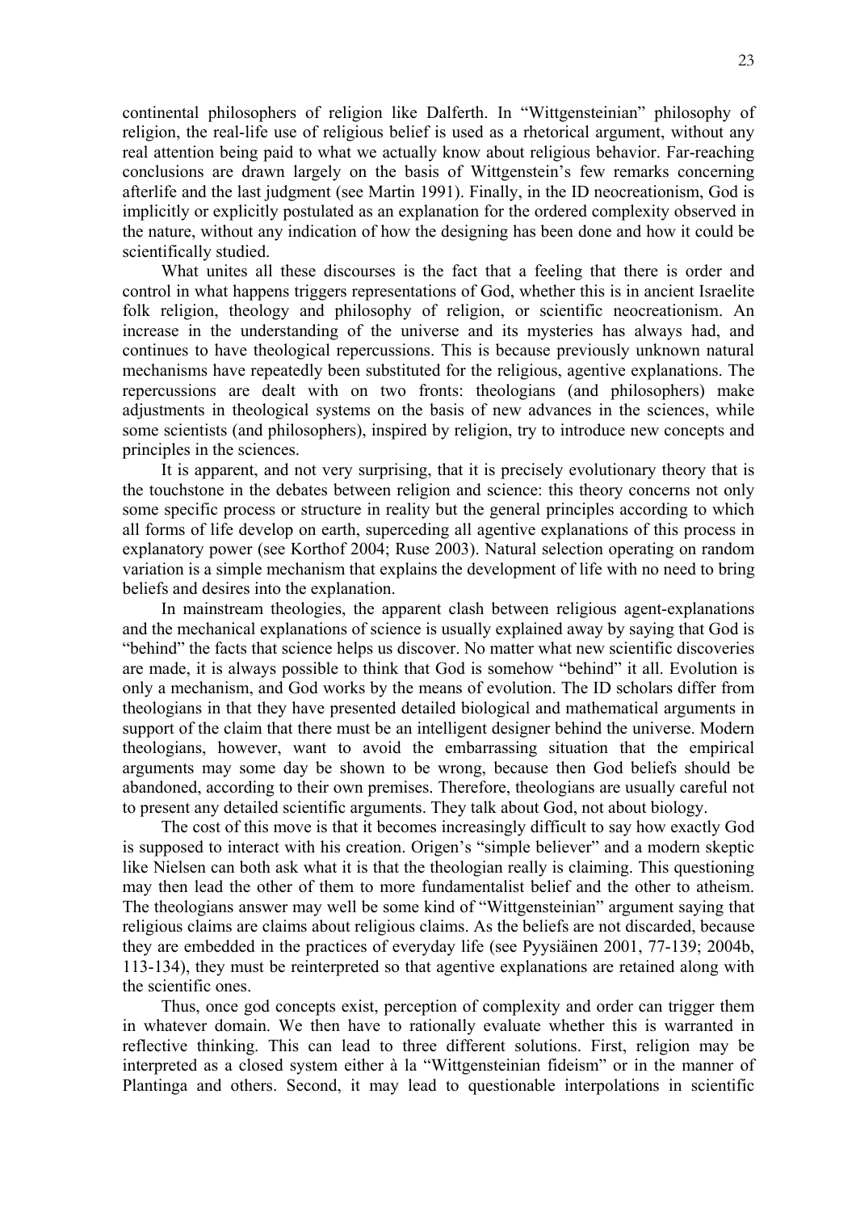continental philosophers of religion like Dalferth. In "Wittgensteinian" philosophy of religion, the real-life use of religious belief is used as a rhetorical argument, without any real attention being paid to what we actually know about religious behavior. Far-reaching conclusions are drawn largely on the basis of Wittgenstein's few remarks concerning afterlife and the last judgment (see Martin 1991). Finally, in the ID neocreationism, God is implicitly or explicitly postulated as an explanation for the ordered complexity observed in the nature, without any indication of how the designing has been done and how it could be scientifically studied.

What unites all these discourses is the fact that a feeling that there is order and control in what happens triggers representations of God, whether this is in ancient Israelite folk religion, theology and philosophy of religion, or scientific neocreationism. An increase in the understanding of the universe and its mysteries has always had, and continues to have theological repercussions. This is because previously unknown natural mechanisms have repeatedly been substituted for the religious, agentive explanations. The repercussions are dealt with on two fronts: theologians (and philosophers) make adjustments in theological systems on the basis of new advances in the sciences, while some scientists (and philosophers), inspired by religion, try to introduce new concepts and principles in the sciences.

It is apparent, and not very surprising, that it is precisely evolutionary theory that is the touchstone in the debates between religion and science: this theory concerns not only some specific process or structure in reality but the general principles according to which all forms of life develop on earth, superceding all agentive explanations of this process in explanatory power (see Korthof 2004; Ruse 2003). Natural selection operating on random variation is a simple mechanism that explains the development of life with no need to bring beliefs and desires into the explanation.

In mainstream theologies, the apparent clash between religious agent-explanations and the mechanical explanations of science is usually explained away by saying that God is "behind" the facts that science helps us discover. No matter what new scientific discoveries are made, it is always possible to think that God is somehow "behind" it all. Evolution is only a mechanism, and God works by the means of evolution. The ID scholars differ from theologians in that they have presented detailed biological and mathematical arguments in support of the claim that there must be an intelligent designer behind the universe. Modern theologians, however, want to avoid the embarrassing situation that the empirical arguments may some day be shown to be wrong, because then God beliefs should be abandoned, according to their own premises. Therefore, theologians are usually careful not to present any detailed scientific arguments. They talk about God, not about biology.

The cost of this move is that it becomes increasingly difficult to say how exactly God is supposed to interact with his creation. Origen's "simple believer" and a modern skeptic like Nielsen can both ask what it is that the theologian really is claiming. This questioning may then lead the other of them to more fundamentalist belief and the other to atheism. The theologians answer may well be some kind of "Wittgensteinian" argument saying that religious claims are claims about religious claims. As the beliefs are not discarded, because they are embedded in the practices of everyday life (see Pyysiäinen 2001, 77-139; 2004b, 113-134), they must be reinterpreted so that agentive explanations are retained along with the scientific ones.

Thus, once god concepts exist, perception of complexity and order can trigger them in whatever domain. We then have to rationally evaluate whether this is warranted in reflective thinking. This can lead to three different solutions. First, religion may be interpreted as a closed system either à la "Wittgensteinian fideism" or in the manner of Plantinga and others. Second, it may lead to questionable interpolations in scientific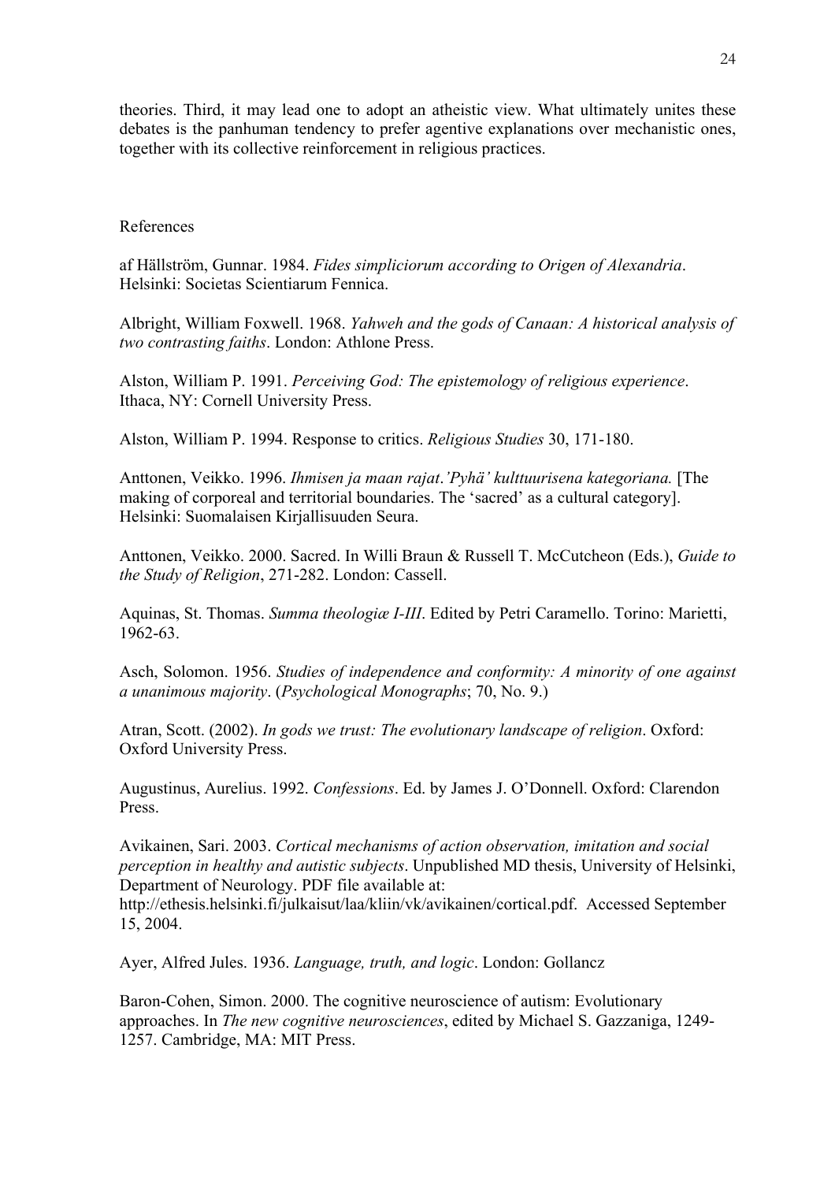theories. Third, it may lead one to adopt an atheistic view. What ultimately unites these debates is the panhuman tendency to prefer agentive explanations over mechanistic ones, together with its collective reinforcement in religious practices.

## References

af Hällström, Gunnar. 1984. *Fides simpliciorum according to Origen of Alexandria*. Helsinki: Societas Scientiarum Fennica.

Albright, William Foxwell. 1968. *Yahweh and the gods of Canaan: A historical analysis of two contrasting faiths*. London: Athlone Press.

Alston, William P. 1991. *Perceiving God: The epistemology of religious experience*. Ithaca, NY: Cornell University Press.

Alston, William P. 1994. Response to critics. *Religious Studies* 30, 171-180.

Anttonen, Veikko. 1996. *Ihmisen ja maan rajat.'Pyhä' kulttuurisena kategoriana.* [The making of corporeal and territorial boundaries. The 'sacred' as a cultural category]. Helsinki: Suomalaisen Kirjallisuuden Seura.

Anttonen, Veikko. 2000. Sacred. In Willi Braun & Russell T. McCutcheon (Eds.), *Guide to the Study of Religion*, 271-282. London: Cassell.

Aquinas, St. Thomas. *Summa theologiæ I-III*. Edited by Petri Caramello. Torino: Marietti, 1962-63.

Asch, Solomon. 1956. *Studies of independence and conformity: A minority of one against a unanimous majority*. (*Psychological Monographs*; 70, No. 9.)

Atran, Scott. (2002). *In gods we trust: The evolutionary landscape of religion*. Oxford: Oxford University Press.

Augustinus, Aurelius. 1992. *Confessions*. Ed. by James J. O'Donnell. Oxford: Clarendon Press.

Avikainen, Sari. 2003. *Cortical mechanisms of action observation, imitation and social perception in healthy and autistic subjects*. Unpublished MD thesis, University of Helsinki, Department of Neurology. PDF file available at: http://ethesis.helsinki.fi/julkaisut/laa/kliin/vk/avikainen/cortical.pdf. Accessed September 15, 2004.

Ayer, Alfred Jules. 1936. *Language, truth, and logic*. London: Gollancz

Baron-Cohen, Simon. 2000. The cognitive neuroscience of autism: Evolutionary approaches. In *The new cognitive neurosciences*, edited by Michael S. Gazzaniga, 1249-1257. Cambridge, MA: MIT Press.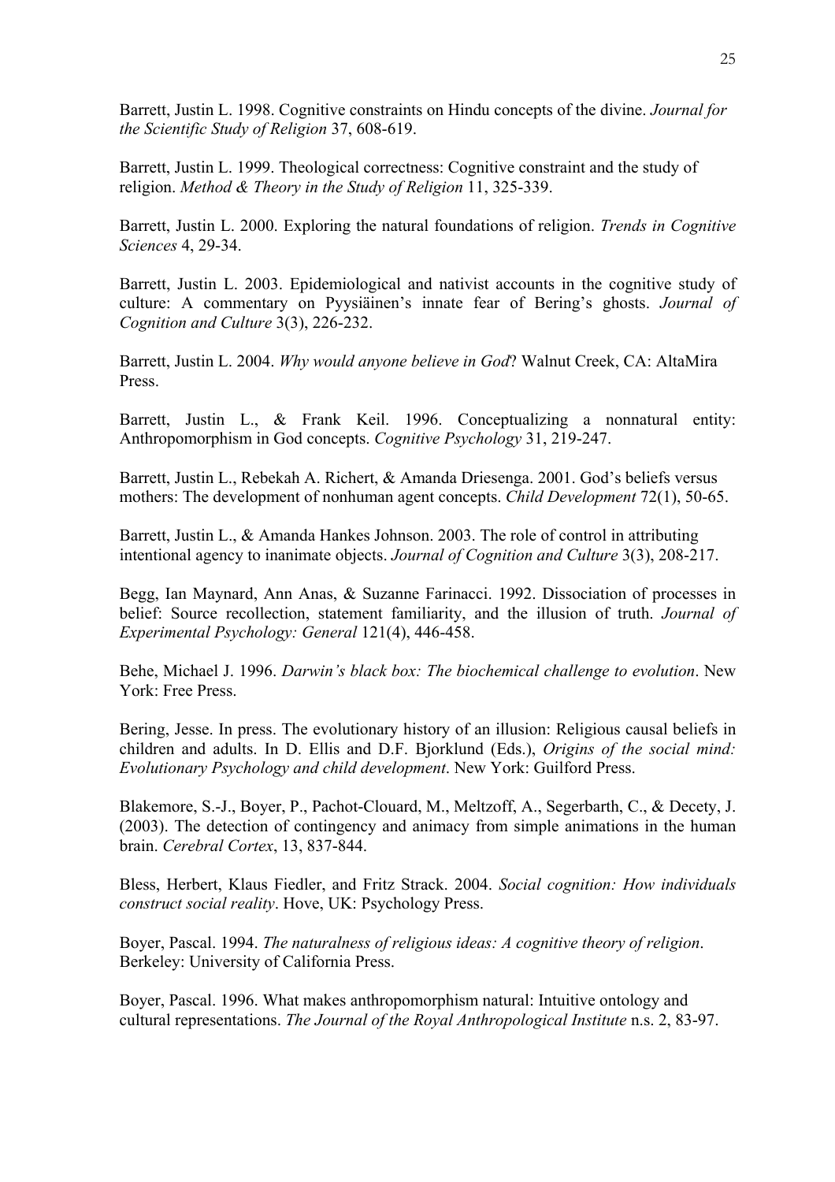Barrett, Justin L. 1998. Cognitive constraints on Hindu concepts of the divine. *Journal for the Scientific Study of Religion* 37, 608-619.

Barrett, Justin L. 1999. Theological correctness: Cognitive constraint and the study of religion. *Method & Theory in the Study of Religion* 11, 325-339.

Barrett, Justin L. 2000. Exploring the natural foundations of religion. *Trends in Cognitive Sciences* 4, 29-34.

Barrett, Justin L. 2003. Epidemiological and nativist accounts in the cognitive study of culture: A commentary on Pyysiäinen's innate fear of Bering's ghosts. *Journal of Cognition and Culture* 3(3), 226-232.

Barrett, Justin L. 2004. *Why would anyone believe in God*? Walnut Creek, CA: AltaMira Press.

Barrett, Justin L., & Frank Keil. 1996. Conceptualizing a nonnatural entity: Anthropomorphism in God concepts. *Cognitive Psychology* 31, 219-247.

Barrett, Justin L., Rebekah A. Richert, & Amanda Driesenga. 2001. God's beliefs versus mothers: The development of nonhuman agent concepts. *Child Development* 72(1), 50-65.

Barrett, Justin L., & Amanda Hankes Johnson. 2003. The role of control in attributing intentional agency to inanimate objects. *Journal of Cognition and Culture* 3(3), 208-217.

Begg, Ian Maynard, Ann Anas, & Suzanne Farinacci. 1992. Dissociation of processes in belief: Source recollection, statement familiarity, and the illusion of truth. *Journal of Experimental Psychology: General* 121(4), 446-458.

Behe, Michael J. 1996. *Darwin's black box: The biochemical challenge to evolution*. New York: Free Press.

Bering, Jesse. In press. The evolutionary history of an illusion: Religious causal beliefs in children and adults. In D. Ellis and D.F. Bjorklund (Eds.), *Origins of the social mind: Evolutionary Psychology and child development*. New York: Guilford Press.

Blakemore, S.-J., Boyer, P., Pachot-Clouard, M., Meltzoff, A., Segerbarth, C., & Decety, J. (2003). The detection of contingency and animacy from simple animations in the human brain. *Cerebral Cortex*, 13, 837-844.

Bless, Herbert, Klaus Fiedler, and Fritz Strack. 2004. *Social cognition: How individuals construct social reality*. Hove, UK: Psychology Press.

Boyer, Pascal. 1994. *The naturalness of religious ideas: A cognitive theory of religion*. Berkeley: University of California Press.

Boyer, Pascal. 1996. What makes anthropomorphism natural: Intuitive ontology and cultural representations. *The Journal of the Royal Anthropological Institute* n.s. 2, 83-97.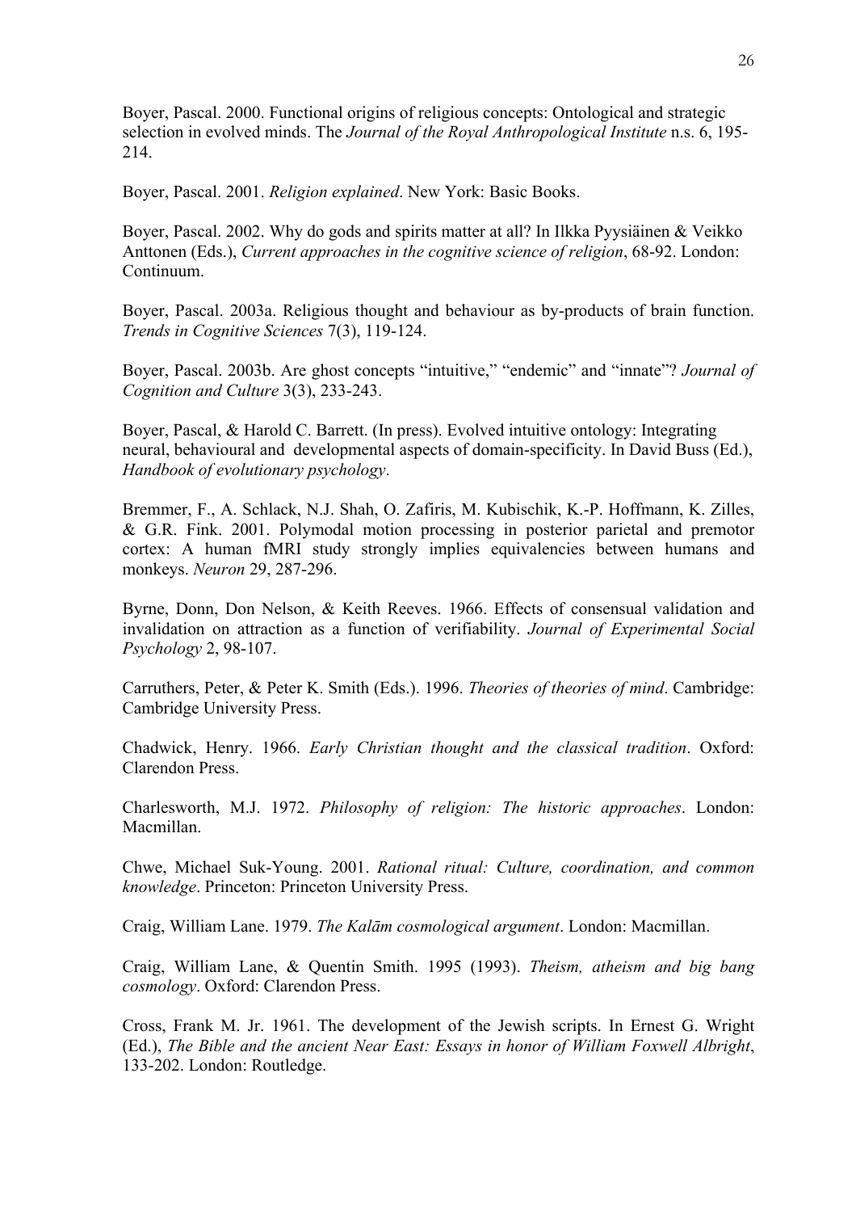Boyer, Pascal. 2000. Functional origins of religious concepts: Ontological and strategic selection in evolved minds. The *Journal of the Royal Anthropological Institute* n.s. 6, 195-214.

Boyer, Pascal. 2001. *Religion explained*. New York: Basic Books.

Boyer, Pascal. 2002. Why do gods and spirits matter at all? In Ilkka Pyysiäinen & Veikko Anttonen (Eds.), *Current approaches in the cognitive science of religion*, 68-92. London: Continuum.

Boyer, Pascal. 2003a. Religious thought and behaviour as by-products of brain function. *Trends in Cognitive Sciences* 7(3), 119-124.

Boyer, Pascal. 2003b. Are ghost concepts "intuitive," "endemic" and "innate"? *Journal of Cognition and Culture* 3(3), 233-243.

Boyer, Pascal, & Harold C. Barrett. (In press). Evolved intuitive ontology: Integrating neural, behavioural and developmental aspects of domain-specificity. In David Buss (Ed.), *Handbook of evolutionary psychology*.

Bremmer, F., A. Schlack, N.J. Shah, O. Zafiris, M. Kubischik, K.-P. Hoffmann, K. Zilles, & G.R. Fink. 2001. Polymodal motion processing in posterior parietal and premotor cortex: A human fMRI study strongly implies equivalencies between humans and monkeys. *Neuron* 29, 287-296.

Byrne, Donn, Don Nelson, & Keith Reeves. 1966. Effects of consensual validation and invalidation on attraction as a function of verifiability. *Journal of Experimental Social Psychology* 2, 98-107.

Carruthers, Peter, & Peter K. Smith (Eds.). 1996. *Theories of theories of mind*. Cambridge: Cambridge University Press.

Chadwick, Henry. 1966. *Early Christian thought and the classical tradition*. Oxford: Clarendon Press.

Charlesworth, M.J. 1972. *Philosophy of religion: The historic approaches*. London: Macmillan.

Chwe, Michael Suk-Young. 2001. *Rational ritual: Culture, coordination, and common knowledge*. Princeton: Princeton University Press.

Craig, William Lane. 1979. *The Kalām cosmological argument*. London: Macmillan.

Craig, William Lane, & Quentin Smith. 1995 (1993). *Theism, atheism and big bang cosmology*. Oxford: Clarendon Press.

Cross, Frank M. Jr. 1961. The development of the Jewish scripts. In Ernest G. Wright (Ed.), *The Bible and the ancient Near East: Essays in honor of William Foxwell Albright*, 133-202. London: Routledge.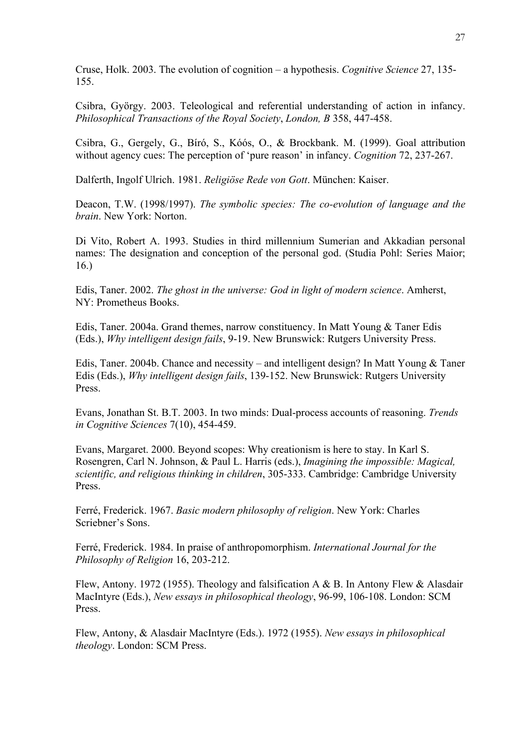Cruse, Holk. 2003. The evolution of cognition – a hypothesis. *Cognitive Science* 27, 135-155.

Csibra, György. 2003. Teleological and referential understanding of action in infancy. *Philosophical Transactions of the Royal Society*, *London, B* 358, 447-458.

Csibra, G., Gergely, G., Bíró, S., Kóós, O., & Brockbank. M. (1999). Goal attribution without agency cues: The perception of 'pure reason' in infancy. *Cognition* 72, 237-267.

Dalferth, Ingolf Ulrich. 1981. *Religiöse Rede von Gott*. München: Kaiser.

Deacon, T.W. (1998/1997). *The symbolic species: The co-evolution of language and the brain*. New York: Norton.

Di Vito, Robert A. 1993. Studies in third millennium Sumerian and Akkadian personal names: The designation and conception of the personal god. (Studia Pohl: Series Maior; 16.)

Edis, Taner. 2002. *The ghost in the universe: God in light of modern science*. Amherst, NY: Prometheus Books.

Edis, Taner. 2004a. Grand themes, narrow constituency. In Matt Young & Taner Edis (Eds.), *Why intelligent design fails*, 9-19. New Brunswick: Rutgers University Press.

Edis, Taner. 2004b. Chance and necessity – and intelligent design? In Matt Young & Taner Edis (Eds.), *Why intelligent design fails*, 139-152. New Brunswick: Rutgers University Press.

Evans, Jonathan St. B.T. 2003. In two minds: Dual-process accounts of reasoning. *Trends in Cognitive Sciences* 7(10), 454-459.

Evans, Margaret. 2000. Beyond scopes: Why creationism is here to stay. In Karl S. Rosengren, Carl N. Johnson, & Paul L. Harris (eds.), *Imagining the impossible: Magical, scientific, and religious thinking in children*, 305-333. Cambridge: Cambridge University Press.

Ferré, Frederick. 1967. *Basic modern philosophy of religion*. New York: Charles Scriebner's Sons.

Ferré, Frederick. 1984. In praise of anthropomorphism. *International Journal for the Philosophy of Religion* 16, 203-212.

Flew, Antony. 1972 (1955). Theology and falsification A & B. In Antony Flew & Alasdair MacIntyre (Eds.), *New essays in philosophical theology*, 96-99, 106-108. London: SCM Press.

Flew, Antony, & Alasdair MacIntyre (Eds.). 1972 (1955). *New essays in philosophical theology*. London: SCM Press.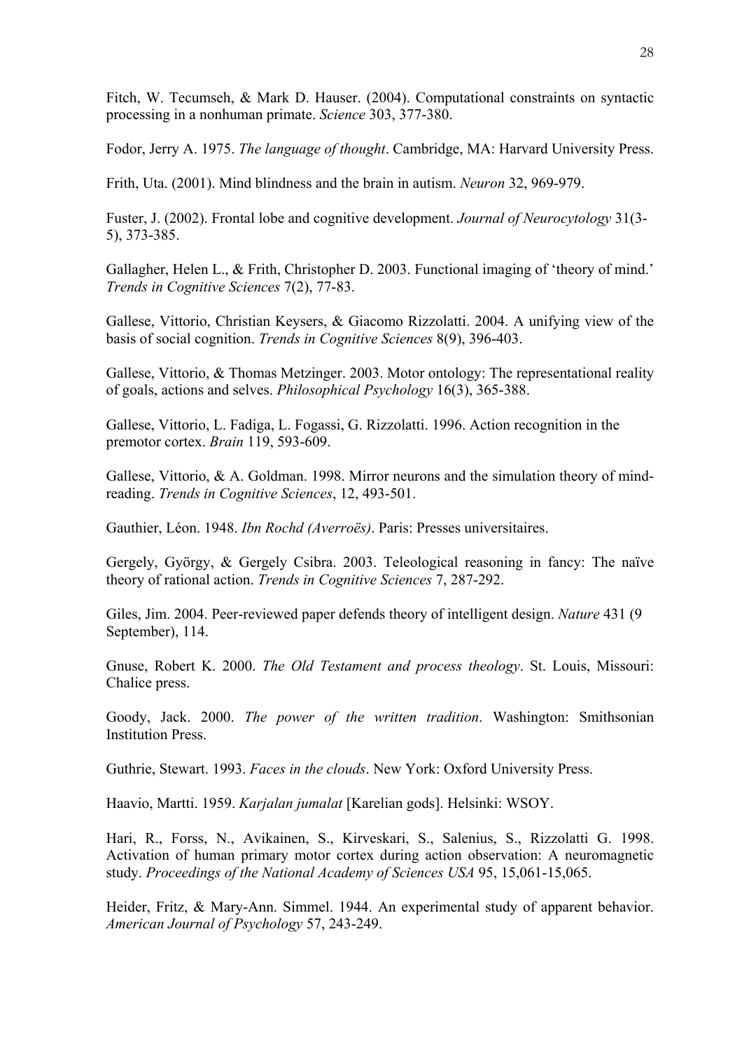Fitch, W. Tecumseh, & Mark D. Hauser. (2004). Computational constraints on syntactic processing in a nonhuman primate. *Science* 303, 377-380.

Fodor, Jerry A. 1975. *The language of thought*. Cambridge, MA: Harvard University Press.

Frith, Uta. (2001). Mind blindness and the brain in autism. *Neuron* 32, 969-979.

Fuster, J. (2002). Frontal lobe and cognitive development. *Journal of Neurocytology* 31(3-5), 373-385.

Gallagher, Helen L., & Frith, Christopher D. 2003. Functional imaging of 'theory of mind.' *Trends in Cognitive Sciences* 7(2), 77-83.

Gallese, Vittorio, Christian Keysers, & Giacomo Rizzolatti. 2004. A unifying view of the basis of social cognition. *Trends in Cognitive Sciences* 8(9), 396-403.

Gallese, Vittorio, & Thomas Metzinger. 2003. Motor ontology: The representational reality of goals, actions and selves. *Philosophical Psychology* 16(3), 365-388.

Gallese, Vittorio, L. Fadiga, L. Fogassi, G. Rizzolatti. 1996. Action recognition in the premotor cortex. *Brain* 119, 593-609.

Gallese, Vittorio, & A. Goldman. 1998. Mirror neurons and the simulation theory of mind-reading. *Trends in Cognitive Sciences*, 12, 493-501.

Gauthier, Léon. 1948. *Ibn Rochd (Averroës)*. Paris: Presses universitaires.

Gergely, György, & Gergely Csibra. 2003. Teleological reasoning in fancy: The naïve theory of rational action. *Trends in Cognitive Sciences* 7, 287-292.

Giles, Jim. 2004. Peer-reviewed paper defends theory of intelligent design. *Nature* 431 (9 September), 114.

Gnuse, Robert K. 2000. *The Old Testament and process theology*. St. Louis, Missouri: Chalice press.

Goody, Jack. 2000. *The power of the written tradition*. Washington: Smithsonian Institution Press.

Guthrie, Stewart. 1993. *Faces in the clouds*. New York: Oxford University Press.

Haavio, Martti. 1959. *Karjalan jumalat* [Karelian gods]. Helsinki: WSOY.

Hari, R., Forss, N., Avikainen, S., Kirveskari, S., Salenius, S., Rizzolatti G. 1998. Activation of human primary motor cortex during action observation: A neuromagnetic study. *Proceedings of the National Academy of Sciences USA* 95, 15,061-15,065.

Heider, Fritz, & Mary-Ann. Simmel. 1944. An experimental study of apparent behavior. *American Journal of Psychology* 57, 243-249.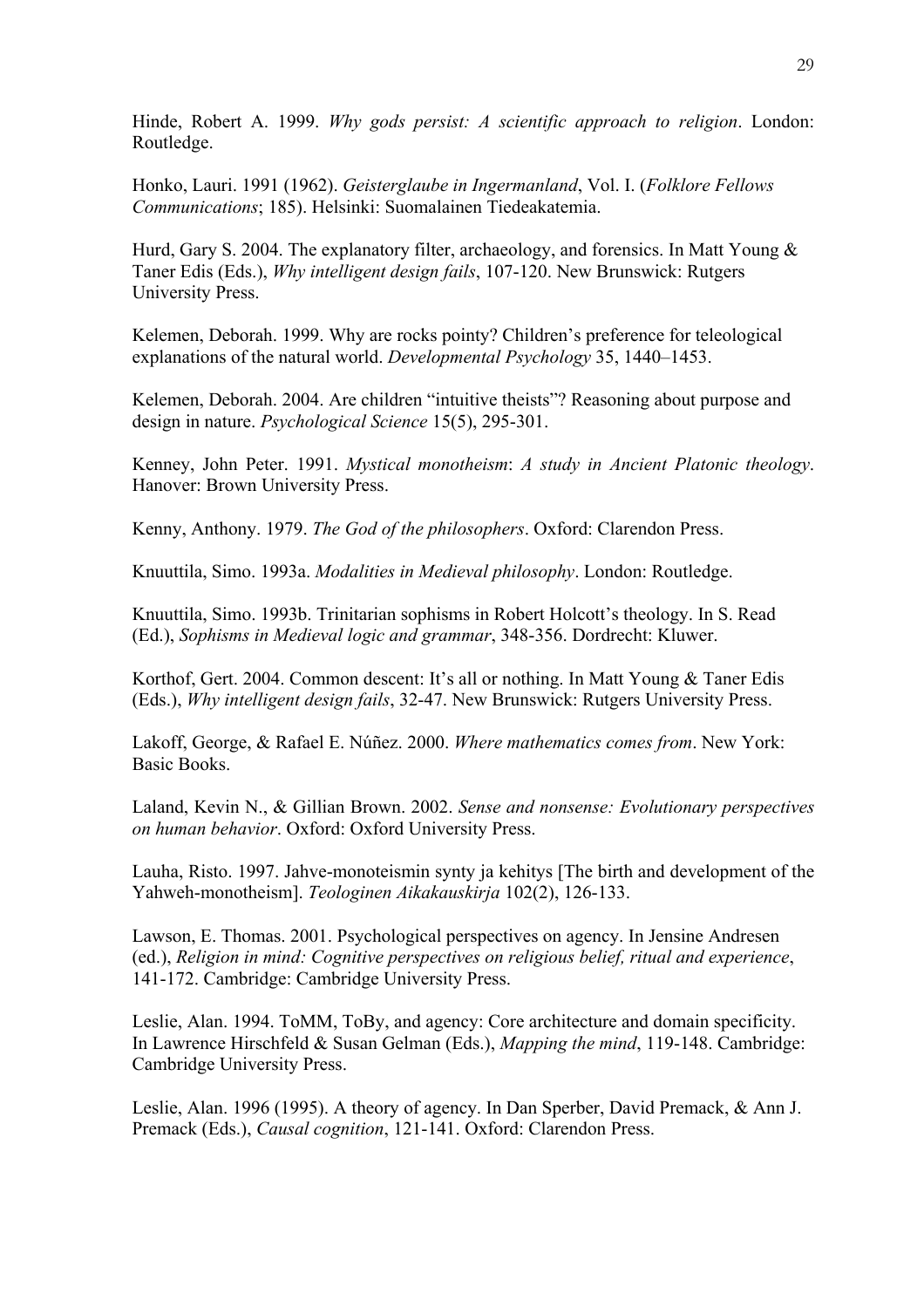Hinde, Robert A. 1999. *Why gods persist: A scientific approach to religion*. London: Routledge.

Honko, Lauri. 1991 (1962). *Geisterglaube in Ingermanland*, Vol. I. (*Folklore Fellows Communications*; 185). Helsinki: Suomalainen Tiedeakatemia.

Hurd, Gary S. 2004. The explanatory filter, archaeology, and forensics. In Matt Young & Taner Edis (Eds.), *Why intelligent design fails*, 107-120. New Brunswick: Rutgers University Press.

Kelemen, Deborah. 1999. Why are rocks pointy? Children's preference for teleological explanations of the natural world. *Developmental Psychology* 35, 1440–1453.

Kelemen, Deborah. 2004. Are children "intuitive theists"? Reasoning about purpose and design in nature. *Psychological Science* 15(5), 295-301.

Kenney, John Peter. 1991. *Mystical monotheism*: *A study in Ancient Platonic theology*. Hanover: Brown University Press.

Kenny, Anthony. 1979. *The God of the philosophers*. Oxford: Clarendon Press.

Knuuttila, Simo. 1993a. *Modalities in Medieval philosophy*. London: Routledge.

Knuuttila, Simo. 1993b. Trinitarian sophisms in Robert Holcott's theology. In S. Read (Ed.), *Sophisms in Medieval logic and grammar*, 348-356. Dordrecht: Kluwer.

Korthof, Gert. 2004. Common descent: It's all or nothing. In Matt Young & Taner Edis (Eds.), *Why intelligent design fails*, 32-47. New Brunswick: Rutgers University Press.

Lakoff, George, & Rafael E. Núñez. 2000. *Where mathematics comes from*. New York: Basic Books.

Laland, Kevin N., & Gillian Brown. 2002. *Sense and nonsense: Evolutionary perspectives on human behavior*. Oxford: Oxford University Press.

Lauha, Risto. 1997. Jahve-monoteismin synty ja kehitys [The birth and development of the Yahweh-monotheism]. *Teologinen Aikakauskirja* 102(2), 126-133.

Lawson, E. Thomas. 2001. Psychological perspectives on agency. In Jensine Andresen (ed.), *Religion in mind: Cognitive perspectives on religious belief, ritual and experience*, 141-172. Cambridge: Cambridge University Press.

Leslie, Alan. 1994. ToMM, ToBy, and agency: Core architecture and domain specificity. In Lawrence Hirschfeld & Susan Gelman (Eds.), *Mapping the mind*, 119-148. Cambridge: Cambridge University Press.

Leslie, Alan. 1996 (1995). A theory of agency. In Dan Sperber, David Premack, & Ann J. Premack (Eds.), *Causal cognition*, 121-141. Oxford: Clarendon Press.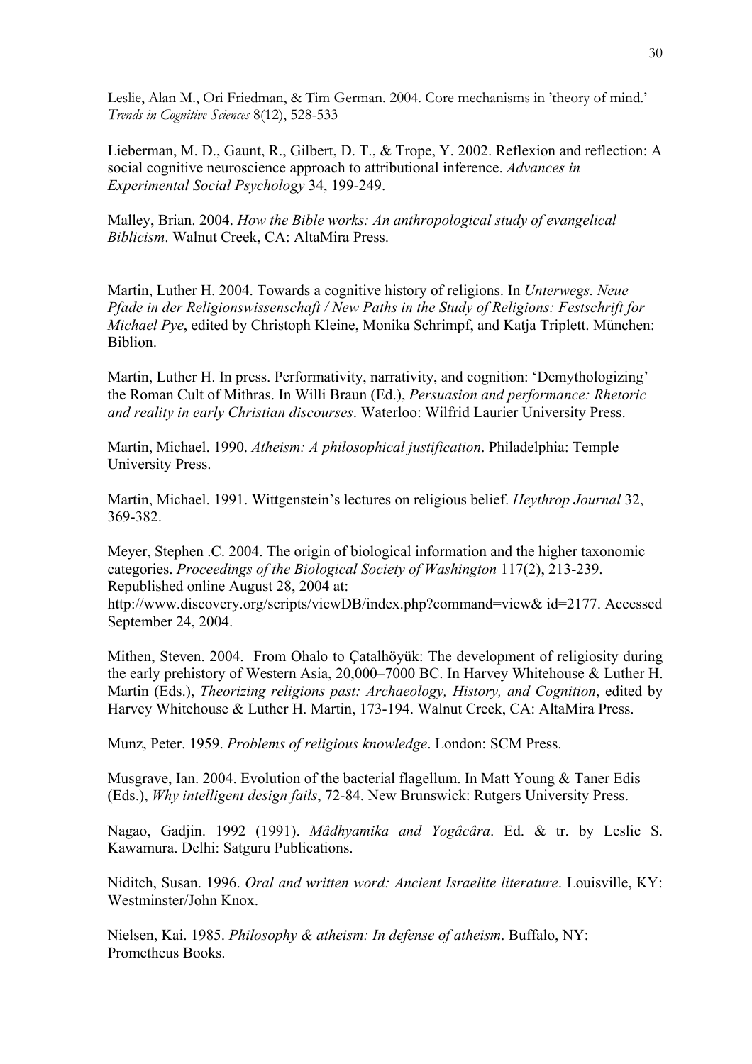Leslie, Alan M., Ori Friedman, & Tim German. 2004. Core mechanisms in 'theory of mind.' *Trends in Cognitive Sciences* 8(12), 528-533

Lieberman, M. D., Gaunt, R., Gilbert, D. T., & Trope, Y. 2002. Reflexion and reflection: A social cognitive neuroscience approach to attributional inference. *Advances in Experimental Social Psychology* 34, 199-249.

Malley, Brian. 2004. *How the Bible works: An anthropological study of evangelical Biblicism*. Walnut Creek, CA: AltaMira Press.

Martin, Luther H. 2004. Towards a cognitive history of religions. In *Unterwegs. Neue Pfade in der Religionswissenschaft / New Paths in the Study of Religions: Festschrift for Michael Pye*, edited by Christoph Kleine, Monika Schrimpf, and Katja Triplett. München: Biblion.

Martin, Luther H. In press. Performativity, narrativity, and cognition: 'Demythologizing' the Roman Cult of Mithras. In Willi Braun (Ed.), *Persuasion and performance: Rhetoric and reality in early Christian discourses*. Waterloo: Wilfrid Laurier University Press.

Martin, Michael. 1990. *Atheism: A philosophical justification*. Philadelphia: Temple University Press.

Martin, Michael. 1991. Wittgenstein's lectures on religious belief. *Heythrop Journal* 32, 369-382.

Meyer, Stephen .C. 2004. The origin of biological information and the higher taxonomic categories. *Proceedings of the Biological Society of Washington* 117(2), 213-239. Republished online August 28, 2004 at: http://www.discovery.org/scripts/viewDB/index.php?command=view& id=2177. Accessed September 24, 2004.

Mithen, Steven. 2004. From Ohalo to Çatalhöyük: The development of religiosity during the early prehistory of Western Asia, 20,000–7000 BC. In Harvey Whitehouse & Luther H. Martin (Eds.), *Theorizing religions past: Archaeology, History, and Cognition*, edited by Harvey Whitehouse & Luther H. Martin, 173-194. Walnut Creek, CA: AltaMira Press.

Munz, Peter. 1959. *Problems of religious knowledge*. London: SCM Press.

Musgrave, Ian. 2004. Evolution of the bacterial flagellum. In Matt Young & Taner Edis (Eds.), *Why intelligent design fails*, 72-84. New Brunswick: Rutgers University Press.

Nagao, Gadjin. 1992 (1991). *Mâdhyamika and Yogâcâra*. Ed. & tr. by Leslie S. Kawamura. Delhi: Satguru Publications.

Niditch, Susan. 1996. *Oral and written word: Ancient Israelite literature*. Louisville, KY: Westminster/John Knox.

Nielsen, Kai. 1985. *Philosophy & atheism: In defense of atheism*. Buffalo, NY: Prometheus Books.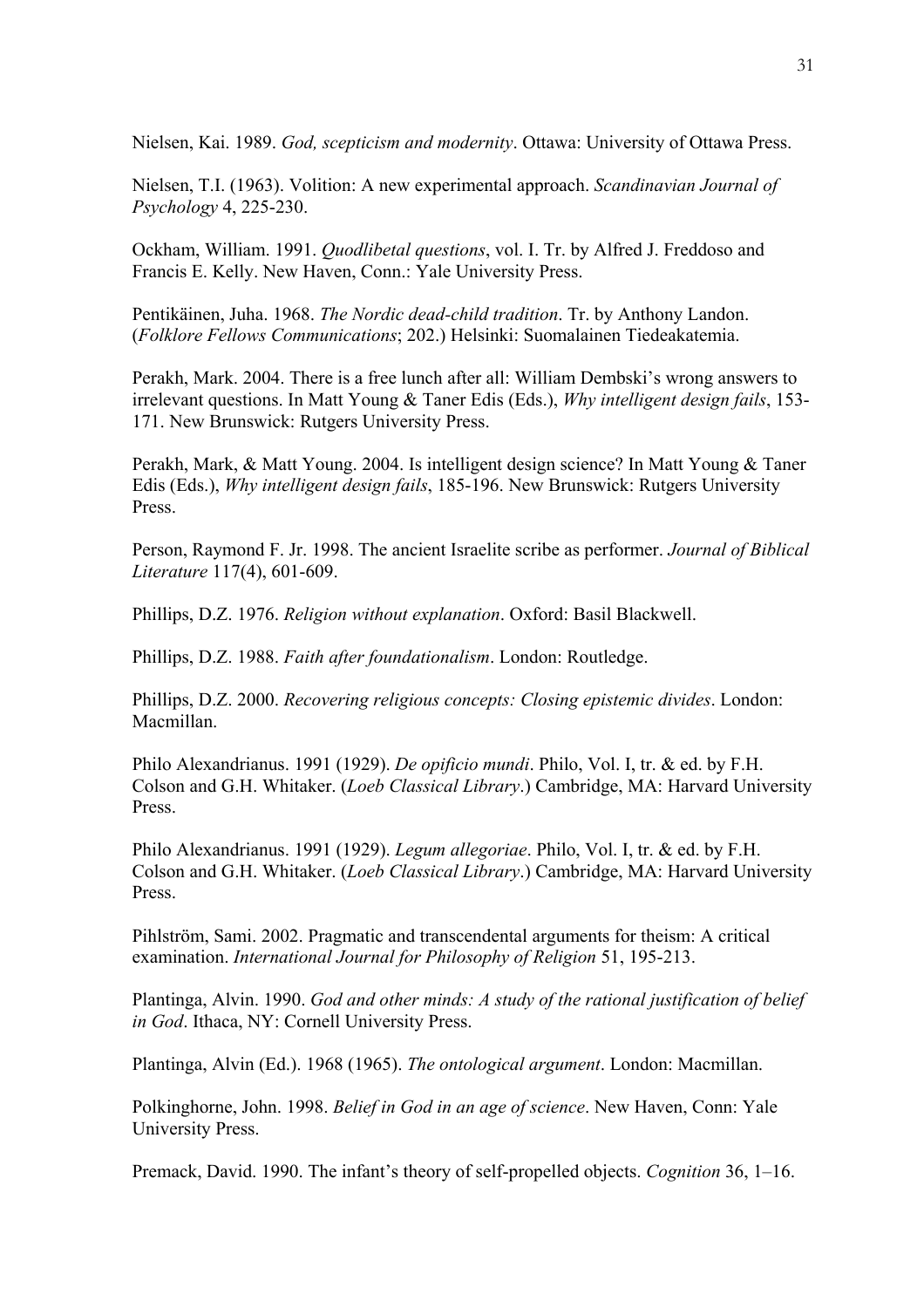Nielsen, Kai. 1989. *God, scepticism and modernity*. Ottawa: University of Ottawa Press.

Nielsen, T.I. (1963). Volition: A new experimental approach. *Scandinavian Journal of Psychology* 4, 225-230.

Ockham, William. 1991. *Quodlibetal questions*, vol. I. Tr. by Alfred J. Freddoso and Francis E. Kelly. New Haven, Conn.: Yale University Press.

Pentikäinen, Juha. 1968. *The Nordic dead-child tradition*. Tr. by Anthony Landon. (*Folklore Fellows Communications*; 202.) Helsinki: Suomalainen Tiedeakatemia.

Perakh, Mark. 2004. There is a free lunch after all: William Dembski's wrong answers to irrelevant questions. In Matt Young & Taner Edis (Eds.), *Why intelligent design fails*, 153-171. New Brunswick: Rutgers University Press.

Perakh, Mark, & Matt Young. 2004. Is intelligent design science? In Matt Young & Taner Edis (Eds.), *Why intelligent design fails*, 185-196. New Brunswick: Rutgers University Press.

Person, Raymond F. Jr. 1998. The ancient Israelite scribe as performer. *Journal of Biblical Literature* 117(4), 601-609.

Phillips, D.Z. 1976. *Religion without explanation*. Oxford: Basil Blackwell.

Phillips, D.Z. 1988. *Faith after foundationalism*. London: Routledge.

Phillips, D.Z. 2000. *Recovering religious concepts: Closing epistemic divides*. London: Macmillan.

Philo Alexandrianus. 1991 (1929). *De opificio mundi*. Philo, Vol. I, tr. & ed. by F.H. Colson and G.H. Whitaker. (*Loeb Classical Library*.) Cambridge, MA: Harvard University Press.

Philo Alexandrianus. 1991 (1929). *Legum allegoriae*. Philo, Vol. I, tr. & ed. by F.H. Colson and G.H. Whitaker. (*Loeb Classical Library*.) Cambridge, MA: Harvard University Press.

Pihlström, Sami. 2002. Pragmatic and transcendental arguments for theism: A critical examination. *International Journal for Philosophy of Religion* 51, 195-213.

Plantinga, Alvin. 1990. *God and other minds: A study of the rational justification of belief in God*. Ithaca, NY: Cornell University Press.

Plantinga, Alvin (Ed.). 1968 (1965). *The ontological argument*. London: Macmillan.

Polkinghorne, John. 1998. *Belief in God in an age of science*. New Haven, Conn: Yale University Press.

Premack, David. 1990. The infant's theory of self-propelled objects. *Cognition* 36, 1–16.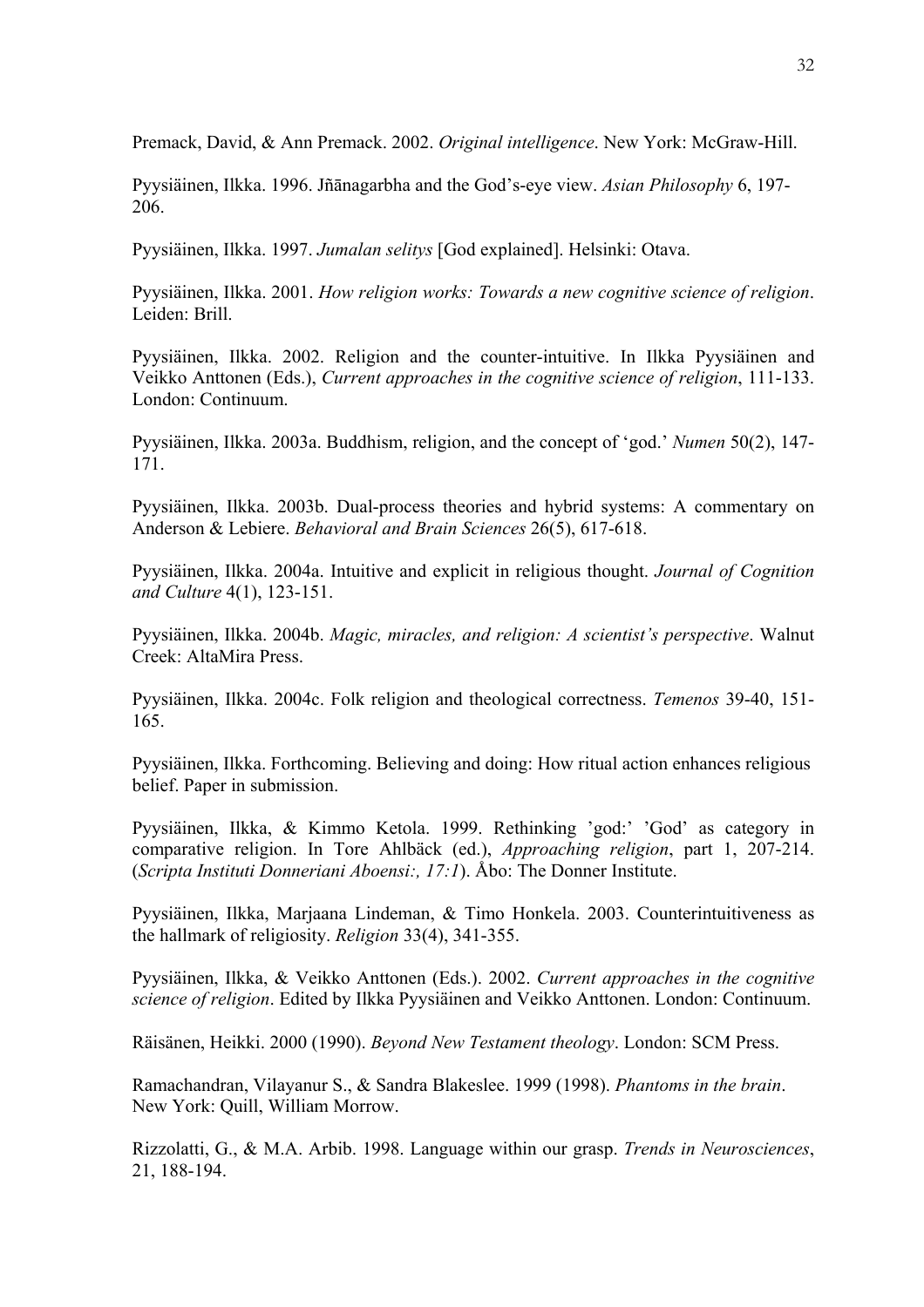Premack, David, & Ann Premack. 2002. *Original intelligence*. New York: McGraw-Hill.

Pyysiäinen, Ilkka. 1996. Jñānagarbha and the God's-eye view. *Asian Philosophy* 6, 197-206.

Pyysiäinen, Ilkka. 1997. *Jumalan selitys* [God explained]. Helsinki: Otava.

Pyysiäinen, Ilkka. 2001. *How religion works: Towards a new cognitive science of religion*. Leiden: Brill.

Pyysiäinen, Ilkka. 2002. Religion and the counter-intuitive. In Ilkka Pyysiäinen and Veikko Anttonen (Eds.), *Current approaches in the cognitive science of religion*, 111-133. London: Continuum.

Pyysiäinen, Ilkka. 2003a. Buddhism, religion, and the concept of 'god.' *Numen* 50(2), 147-171.

Pyysiäinen, Ilkka. 2003b. Dual-process theories and hybrid systems: A commentary on Anderson & Lebiere. *Behavioral and Brain Sciences* 26(5), 617-618.

Pyysiäinen, Ilkka. 2004a. Intuitive and explicit in religious thought. *Journal of Cognition and Culture* 4(1), 123-151.

Pyysiäinen, Ilkka. 2004b. *Magic, miracles, and religion: A scientist's perspective*. Walnut Creek: AltaMira Press.

Pyysiäinen, Ilkka. 2004c. Folk religion and theological correctness. *Temenos* 39-40, 151-165.

Pyysiäinen, Ilkka. Forthcoming. Believing and doing: How ritual action enhances religious belief. Paper in submission.

Pyysiäinen, Ilkka, & Kimmo Ketola. 1999. Rethinking 'god:' 'God' as category in comparative religion. In Tore Ahlbäck (ed.), *Approaching religion*, part 1, 207-214. (*Scripta Instituti Donneriani Aboensi:, 17:1*). Åbo: The Donner Institute.

Pyysiäinen, Ilkka, Marjaana Lindeman, & Timo Honkela. 2003. Counterintuitiveness as the hallmark of religiosity. *Religion* 33(4), 341-355.

Pyysiäinen, Ilkka, & Veikko Anttonen (Eds.). 2002. *Current approaches in the cognitive science of religion*. Edited by Ilkka Pyysiäinen and Veikko Anttonen. London: Continuum.

Räisänen, Heikki. 2000 (1990). *Beyond New Testament theology*. London: SCM Press.

Ramachandran, Vilayanur S., & Sandra Blakeslee. 1999 (1998). *Phantoms in the brain*. New York: Quill, William Morrow.

Rizzolatti, G., & M.A. Arbib. 1998. Language within our grasp. *Trends in Neurosciences*, 21, 188-194.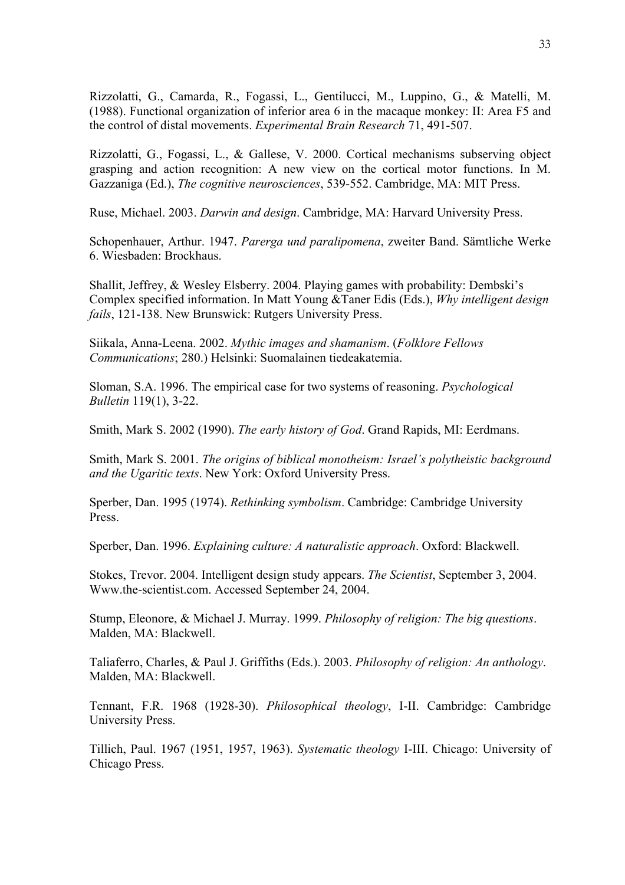Rizzolatti, G., Camarda, R., Fogassi, L., Gentilucci, M., Luppino, G., & Matelli, M. (1988). Functional organization of inferior area 6 in the macaque monkey: II: Area F5 and the control of distal movements. *Experimental Brain Research* 71, 491-507.

Rizzolatti, G., Fogassi, L., & Gallese, V. 2000. Cortical mechanisms subserving object grasping and action recognition: A new view on the cortical motor functions. In M. Gazzaniga (Ed.), *The cognitive neurosciences*, 539-552. Cambridge, MA: MIT Press.

Ruse, Michael. 2003. *Darwin and design*. Cambridge, MA: Harvard University Press.

Schopenhauer, Arthur. 1947. *Parerga und paralipomena*, zweiter Band. Sämtliche Werke 6. Wiesbaden: Brockhaus.

Shallit, Jeffrey, & Wesley Elsberry. 2004. Playing games with probability: Dembski's Complex specified information. In Matt Young &Taner Edis (Eds.), *Why intelligent design fails*, 121-138. New Brunswick: Rutgers University Press.

Siikala, Anna-Leena. 2002. *Mythic images and shamanism*. (*Folklore Fellows Communications*; 280.) Helsinki: Suomalainen tiedeakatemia.

Sloman, S.A. 1996. The empirical case for two systems of reasoning. *Psychological Bulletin* 119(1), 3-22.

Smith, Mark S. 2002 (1990). *The early history of God*. Grand Rapids, MI: Eerdmans.

Smith, Mark S. 2001. *The origins of biblical monotheism: Israel's polytheistic background and the Ugaritic texts*. New York: Oxford University Press.

Sperber, Dan. 1995 (1974). *Rethinking symbolism*. Cambridge: Cambridge University Press.

Sperber, Dan. 1996. *Explaining culture: A naturalistic approach*. Oxford: Blackwell.

Stokes, Trevor. 2004. Intelligent design study appears. *The Scientist*, September 3, 2004. Www.the-scientist.com. Accessed September 24, 2004.

Stump, Eleonore, & Michael J. Murray. 1999. *Philosophy of religion: The big questions*. Malden, MA: Blackwell.

Taliaferro, Charles, & Paul J. Griffiths (Eds.). 2003. *Philosophy of religion: An anthology*. Malden, MA: Blackwell.

Tennant, F.R. 1968 (1928-30). *Philosophical theology*, I-II. Cambridge: Cambridge University Press.

Tillich, Paul. 1967 (1951, 1957, 1963). *Systematic theology* I-III. Chicago: University of Chicago Press.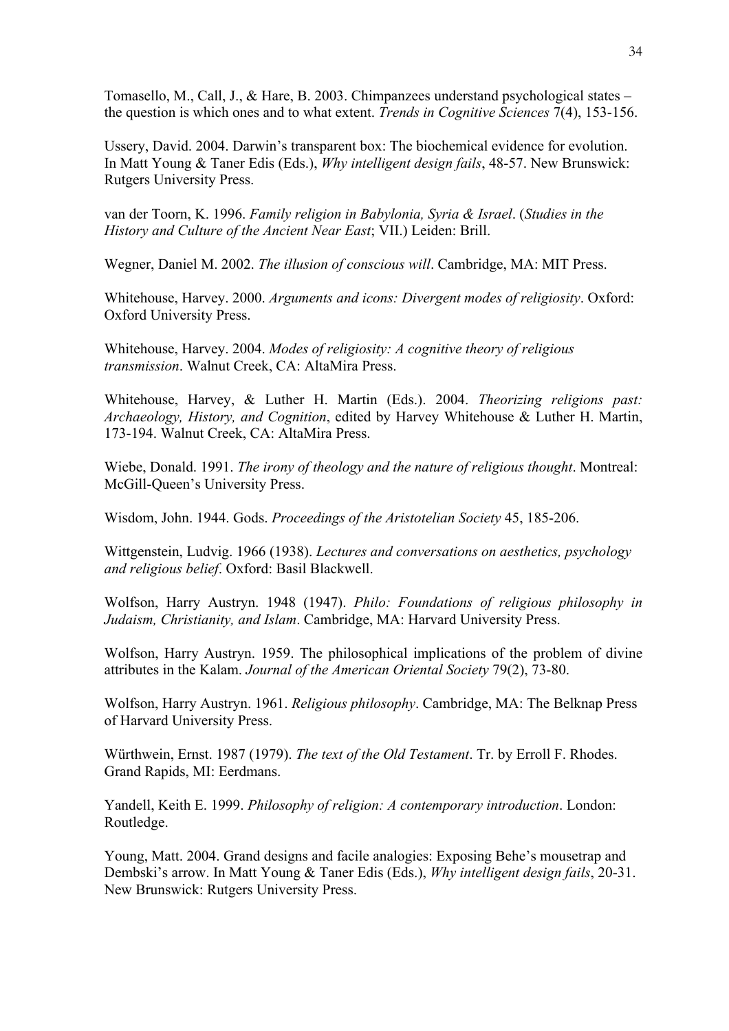Tomasello, M., Call, J., & Hare, B. 2003. Chimpanzees understand psychological states – the question is which ones and to what extent. *Trends in Cognitive Sciences* 7(4), 153-156.

Ussery, David. 2004. Darwin's transparent box: The biochemical evidence for evolution. In Matt Young & Taner Edis (Eds.), *Why intelligent design fails*, 48-57. New Brunswick: Rutgers University Press.

van der Toorn, K. 1996. *Family religion in Babylonia, Syria & Israel*. (*Studies in the History and Culture of the Ancient Near East*; VII.) Leiden: Brill.

Wegner, Daniel M. 2002. *The illusion of conscious will*. Cambridge, MA: MIT Press.

Whitehouse, Harvey. 2000. *Arguments and icons: Divergent modes of religiosity*. Oxford: Oxford University Press.

Whitehouse, Harvey. 2004. *Modes of religiosity: A cognitive theory of religious transmission*. Walnut Creek, CA: AltaMira Press.

Whitehouse, Harvey, & Luther H. Martin (Eds.). 2004. *Theorizing religions past: Archaeology, History, and Cognition*, edited by Harvey Whitehouse & Luther H. Martin, 173-194. Walnut Creek, CA: AltaMira Press.

Wiebe, Donald. 1991. *The irony of theology and the nature of religious thought*. Montreal: McGill-Queen's University Press.

Wisdom, John. 1944. Gods. *Proceedings of the Aristotelian Society* 45, 185-206.

Wittgenstein, Ludvig. 1966 (1938). *Lectures and conversations on aesthetics, psychology and religious belief*. Oxford: Basil Blackwell.

Wolfson, Harry Austryn. 1948 (1947). *Philo: Foundations of religious philosophy in Judaism, Christianity, and Islam*. Cambridge, MA: Harvard University Press.

Wolfson, Harry Austryn. 1959. The philosophical implications of the problem of divine attributes in the Kalam. *Journal of the American Oriental Society* 79(2), 73-80.

Wolfson, Harry Austryn. 1961. *Religious philosophy*. Cambridge, MA: The Belknap Press of Harvard University Press.

Würthwein, Ernst. 1987 (1979). *The text of the Old Testament*. Tr. by Erroll F. Rhodes. Grand Rapids, MI: Eerdmans.

Yandell, Keith E. 1999. *Philosophy of religion: A contemporary introduction*. London: Routledge.

Young, Matt. 2004. Grand designs and facile analogies: Exposing Behe's mousetrap and Dembski's arrow. In Matt Young & Taner Edis (Eds.), *Why intelligent design fails*, 20-31. New Brunswick: Rutgers University Press.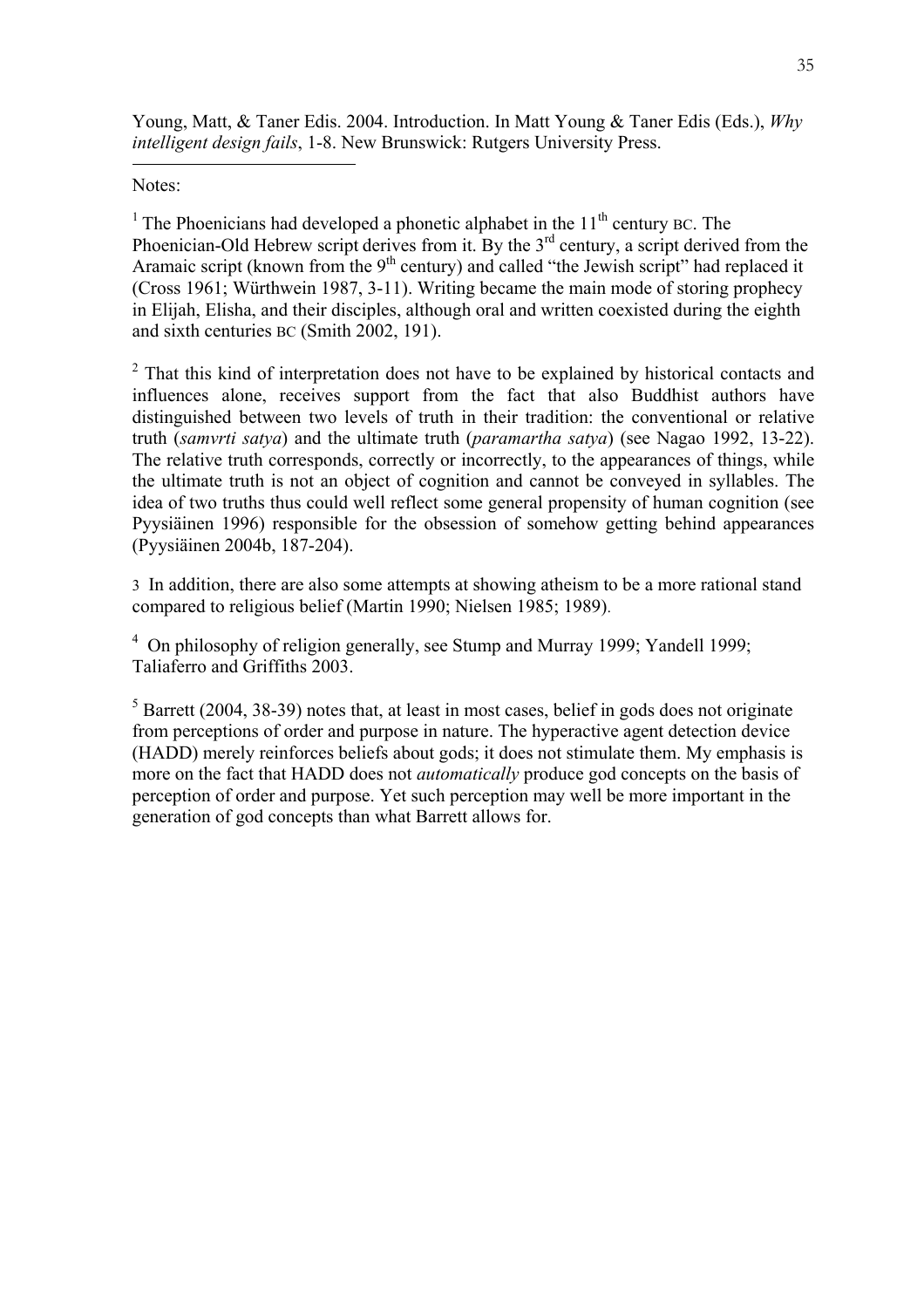Young, Matt, & Taner Edis. 2004. Introduction. In Matt Young & Taner Edis (Eds.), *Why intelligent design fails*, 1-8. New Brunswick: Rutgers University Press.

---

Notes:

[1] The Phoenicians had developed a phonetic alphabet in the 11th century BC. The Phoenician-Old Hebrew script derives from it. By the 3rd century, a script derived from the Aramaic script (known from the 9th century) and called "the Jewish script" had replaced it (Cross 1961; Würthwein 1987, 3-11). Writing became the main mode of storing prophecy in Elijah, Elisha, and their disciples, although oral and written coexisted during the eighth and sixth centuries BC (Smith 2002, 191).

[2] That this kind of interpretation does not have to be explained by historical contacts and influences alone, receives support from the fact that also Buddhist authors have distinguished between two levels of truth in their tradition: the conventional or relative truth (*samvrti satya*) and the ultimate truth (*paramartha satya*) (see Nagao 1992, 13-22). The relative truth corresponds, correctly or incorrectly, to the appearances of things, while the ultimate truth is not an object of cognition and cannot be conveyed in syllables. The idea of two truths thus could well reflect some general propensity of human cognition (see Pyysiäinen 1996) responsible for the obsession of somehow getting behind appearances (Pyysiäinen 2004b, 187-204).

3 In addition, there are also some attempts at showing atheism to be a more rational stand compared to religious belief (Martin 1990; Nielsen 1985; 1989).

[4] On philosophy of religion generally, see Stump and Murray 1999; Yandell 1999; Taliaferro and Griffiths 2003.

[5] Barrett (2004, 38-39) notes that, at least in most cases, belief in gods does not originate from perceptions of order and purpose in nature. The hyperactive agent detection device (HADD) merely reinforces beliefs about gods; it does not stimulate them. My emphasis is more on the fact that HADD does not *automatically* produce god concepts on the basis of perception of order and purpose. Yet such perception may well be more important in the generation of god concepts than what Barrett allows for.